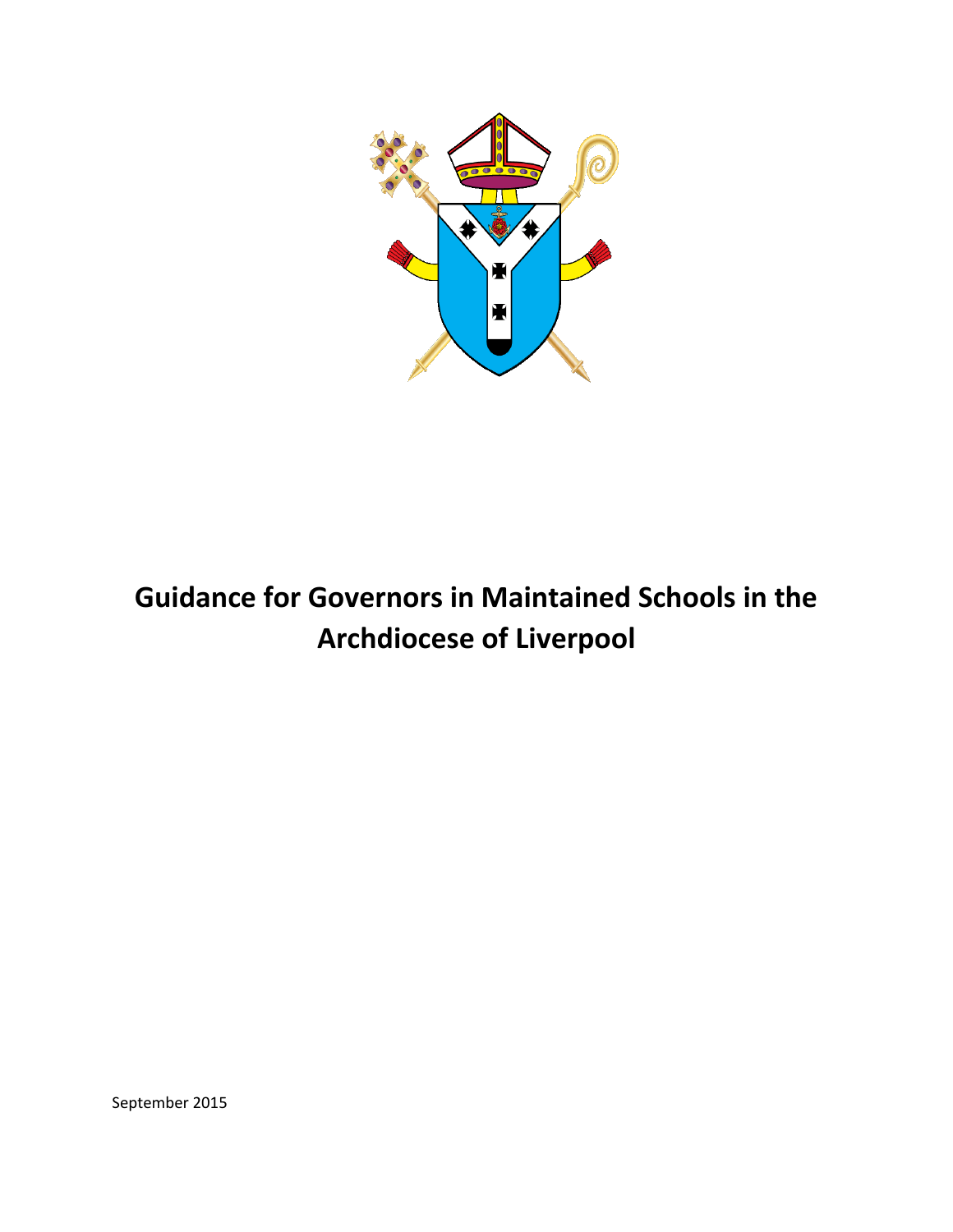# Guidance for Governors in Maintained Schools in the Archdiocese of Liverpool

September 2015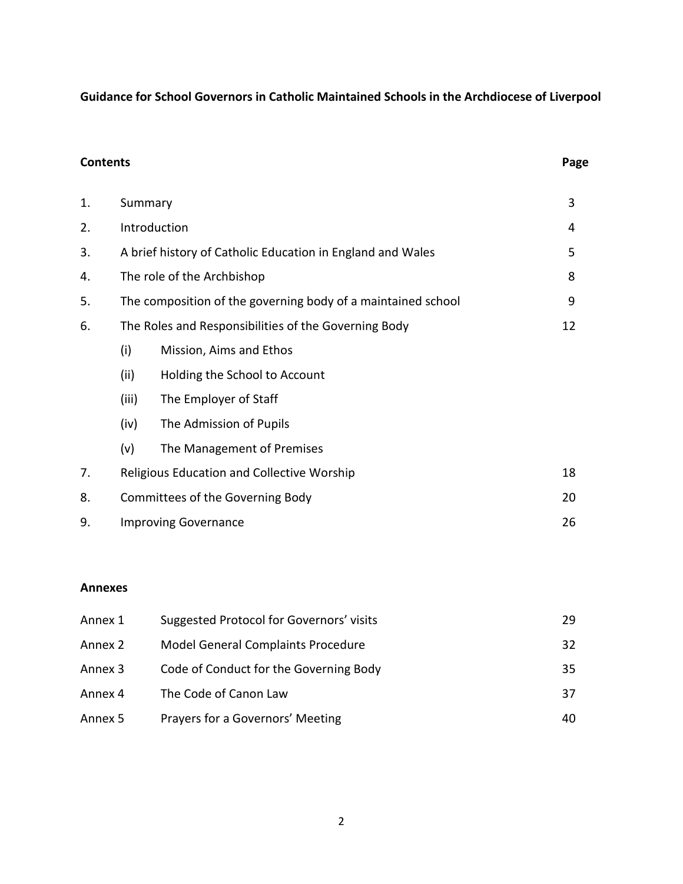**Guidance for School Governors in Catholic Maintained Schools in the Archdiocese of Liverpool**

| **Contents** | | **Page** |
|---|---|---|
| 1. | Summary | 3 |
| 2. | Introduction | 4 |
| 3. | A brief history of Catholic Education in England and Wales | 5 |
| 4. | The role of the Archbishop | 8 |
| 5. | The composition of the governing body of a maintained school | 9 |
| 6. | The Roles and Responsibilities of the Governing Body | 12 |
| | (i) Mission, Aims and Ethos | |
| | (ii) Holding the School to Account | |
| | (iii) The Employer of Staff | |
| | (iv) The Admission of Pupils | |
| | (v) The Management of Premises | |
| 7. | Religious Education and Collective Worship | 18 |
| 8. | Committees of the Governing Body | 20 |
| 9. | Improving Governance | 26 |

**Annexes**

| | | |
|---|---|---|
| Annex 1 | Suggested Protocol for Governors' visits | 29 |
| Annex 2 | Model General Complaints Procedure | 32 |
| Annex 3 | Code of Conduct for the Governing Body | 35 |
| Annex 4 | The Code of Canon Law | 37 |
| Annex 5 | Prayers for a Governors' Meeting | 40 |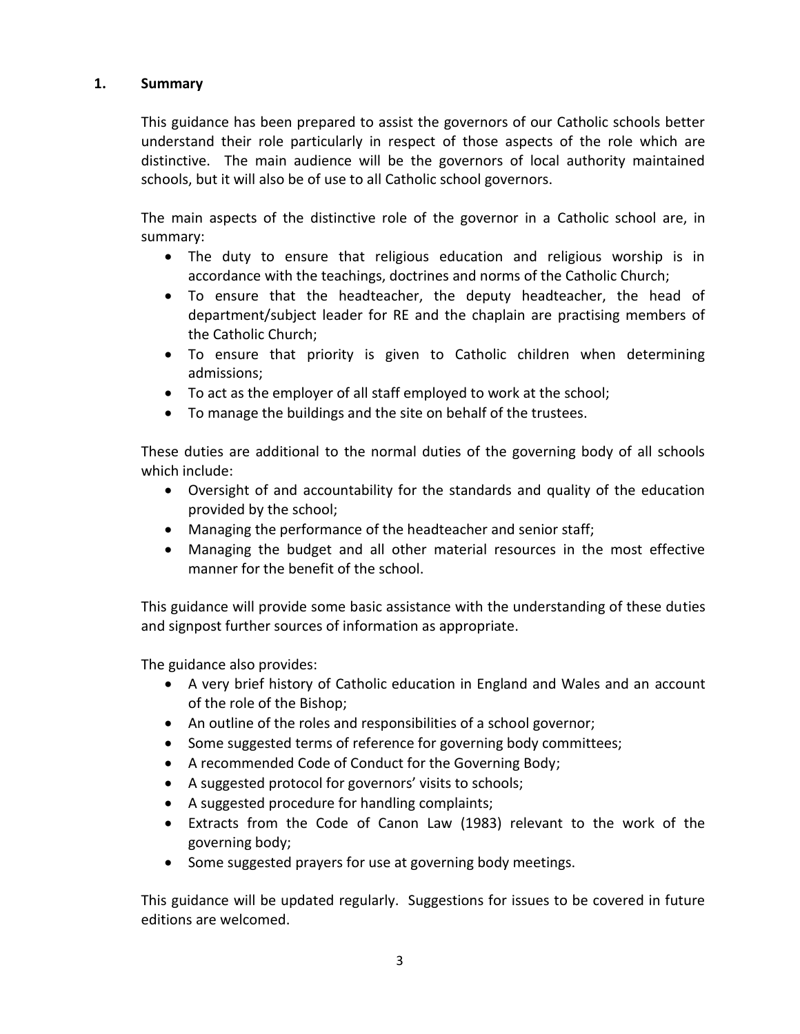## 1. Summary

This guidance has been prepared to assist the governors of our Catholic schools better understand their role particularly in respect of those aspects of the role which are distinctive. The main audience will be the governors of local authority maintained schools, but it will also be of use to all Catholic school governors.

The main aspects of the distinctive role of the governor in a Catholic school are, in summary:

- The duty to ensure that religious education and religious worship is in accordance with the teachings, doctrines and norms of the Catholic Church;
- To ensure that the headteacher, the deputy headteacher, the head of department/subject leader for RE and the chaplain are practising members of the Catholic Church;
- To ensure that priority is given to Catholic children when determining admissions;
- To act as the employer of all staff employed to work at the school;
- To manage the buildings and the site on behalf of the trustees.

These duties are additional to the normal duties of the governing body of all schools which include:

- Oversight of and accountability for the standards and quality of the education provided by the school;
- Managing the performance of the headteacher and senior staff;
- Managing the budget and all other material resources in the most effective manner for the benefit of the school.

This guidance will provide some basic assistance with the understanding of these duties and signpost further sources of information as appropriate.

The guidance also provides:

- A very brief history of Catholic education in England and Wales and an account of the role of the Bishop;
- An outline of the roles and responsibilities of a school governor;
- Some suggested terms of reference for governing body committees;
- A recommended Code of Conduct for the Governing Body;
- A suggested protocol for governors' visits to schools;
- A suggested procedure for handling complaints;
- Extracts from the Code of Canon Law (1983) relevant to the work of the governing body;
- Some suggested prayers for use at governing body meetings.

This guidance will be updated regularly. Suggestions for issues to be covered in future editions are welcomed.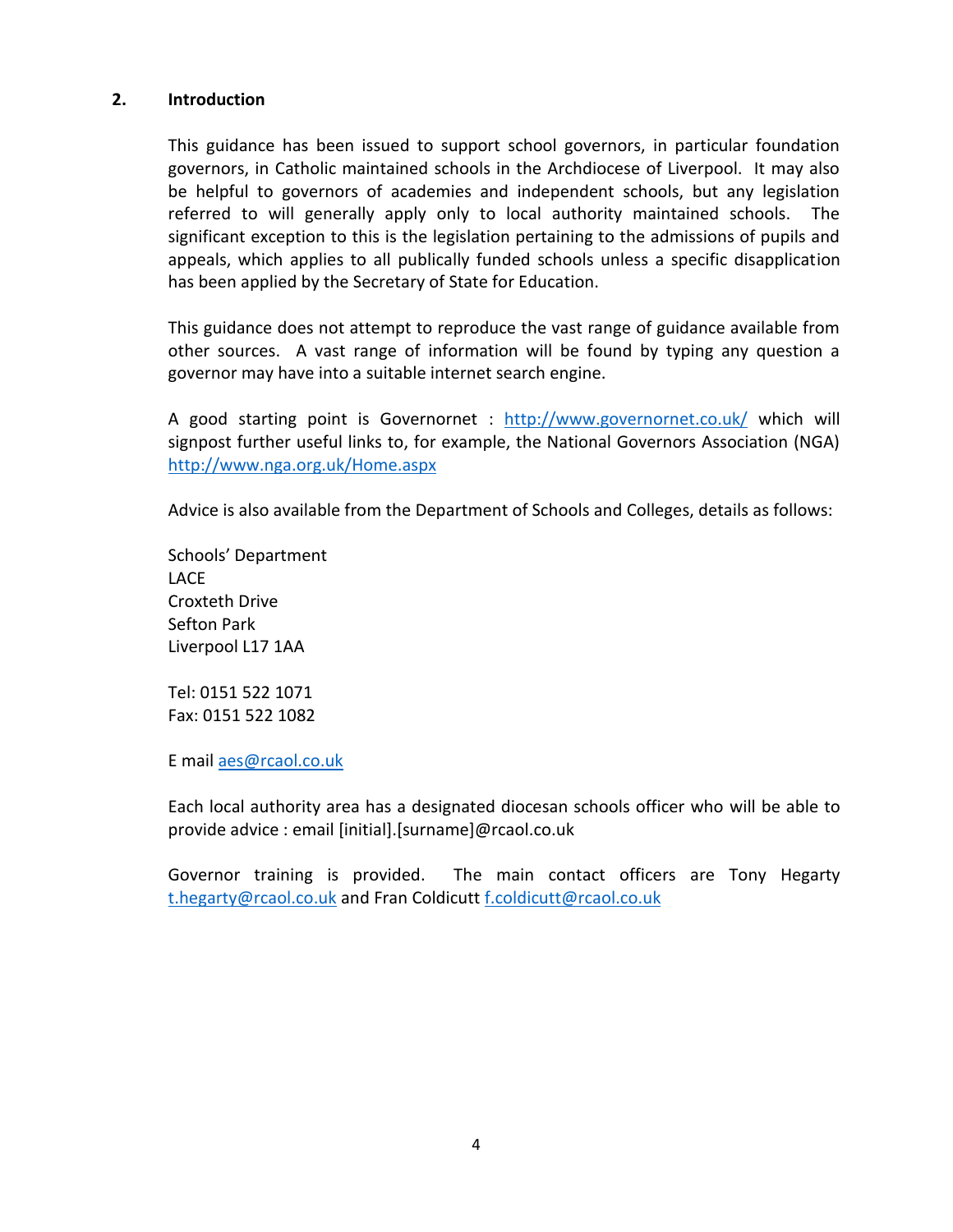## 2. Introduction

This guidance has been issued to support school governors, in particular foundation governors, in Catholic maintained schools in the Archdiocese of Liverpool. It may also be helpful to governors of academies and independent schools, but any legislation referred to will generally apply only to local authority maintained schools. The significant exception to this is the legislation pertaining to the admissions of pupils and appeals, which applies to all publically funded schools unless a specific disapplication has been applied by the Secretary of State for Education.

This guidance does not attempt to reproduce the vast range of guidance available from other sources. A vast range of information will be found by typing any question a governor may have into a suitable internet search engine.

A good starting point is Governornet : http://www.governornet.co.uk/ which will signpost further useful links to, for example, the National Governors Association (NGA) http://www.nga.org.uk/Home.aspx

Advice is also available from the Department of Schools and Colleges, details as follows:

Schools' Department  
LACE  
Croxteth Drive  
Sefton Park  
Liverpool L17 1AA

Tel: 0151 522 1071  
Fax: 0151 522 1082

E mail aes@rcaol.co.uk

Each local authority area has a designated diocesan schools officer who will be able to provide advice : email [initial].[surname]@rcaol.co.uk

Governor training is provided. The main contact officers are Tony Hegarty t.hegarty@rcaol.co.uk and Fran Coldicutt f.coldicutt@rcaol.co.uk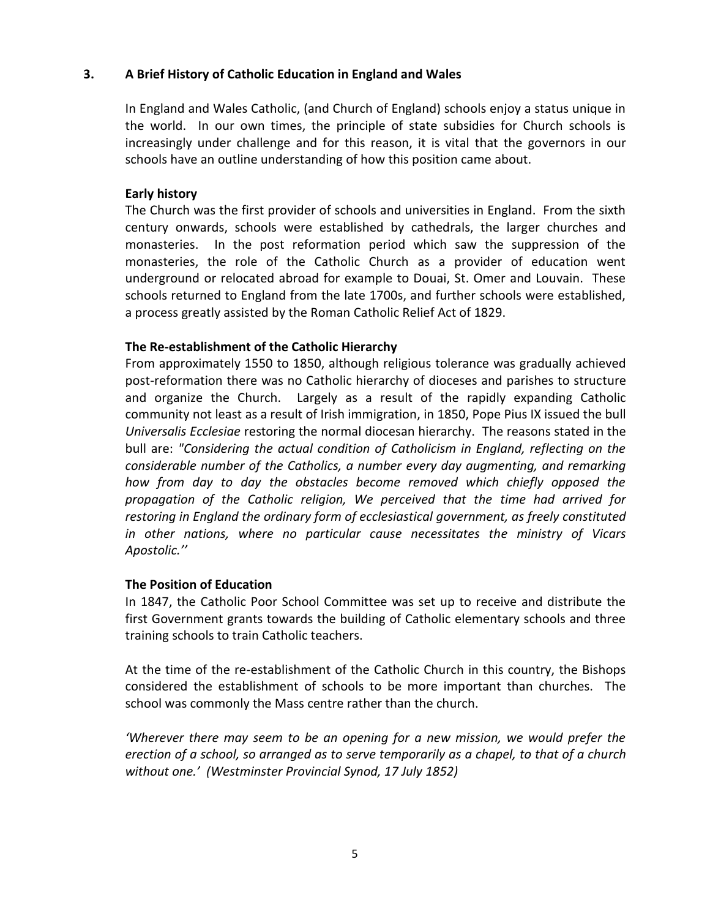## 3. A Brief History of Catholic Education in England and Wales

In England and Wales Catholic, (and Church of England) schools enjoy a status unique in the world. In our own times, the principle of state subsidies for Church schools is increasingly under challenge and for this reason, it is vital that the governors in our schools have an outline understanding of how this position came about.

**Early history**

The Church was the first provider of schools and universities in England. From the sixth century onwards, schools were established by cathedrals, the larger churches and monasteries. In the post reformation period which saw the suppression of the monasteries, the role of the Catholic Church as a provider of education went underground or relocated abroad for example to Douai, St. Omer and Louvain. These schools returned to England from the late 1700s, and further schools were established, a process greatly assisted by the Roman Catholic Relief Act of 1829.

**The Re-establishment of the Catholic Hierarchy**

From approximately 1550 to 1850, although religious tolerance was gradually achieved post-reformation there was no Catholic hierarchy of dioceses and parishes to structure and organize the Church. Largely as a result of the rapidly expanding Catholic community not least as a result of Irish immigration, in 1850, Pope Pius IX issued the bull *Universalis Ecclesiae* restoring the normal diocesan hierarchy. The reasons stated in the bull are: *"Considering the actual condition of Catholicism in England, reflecting on the considerable number of the Catholics, a number every day augmenting, and remarking how from day to day the obstacles become removed which chiefly opposed the propagation of the Catholic religion, We perceived that the time had arrived for restoring in England the ordinary form of ecclesiastical government, as freely constituted in other nations, where no particular cause necessitates the ministry of Vicars Apostolic.''*

**The Position of Education**

In 1847, the Catholic Poor School Committee was set up to receive and distribute the first Government grants towards the building of Catholic elementary schools and three training schools to train Catholic teachers.

At the time of the re-establishment of the Catholic Church in this country, the Bishops considered the establishment of schools to be more important than churches. The school was commonly the Mass centre rather than the church.

*'Wherever there may seem to be an opening for a new mission, we would prefer the erection of a school, so arranged as to serve temporarily as a chapel, to that of a church without one.' (Westminster Provincial Synod, 17 July 1852)*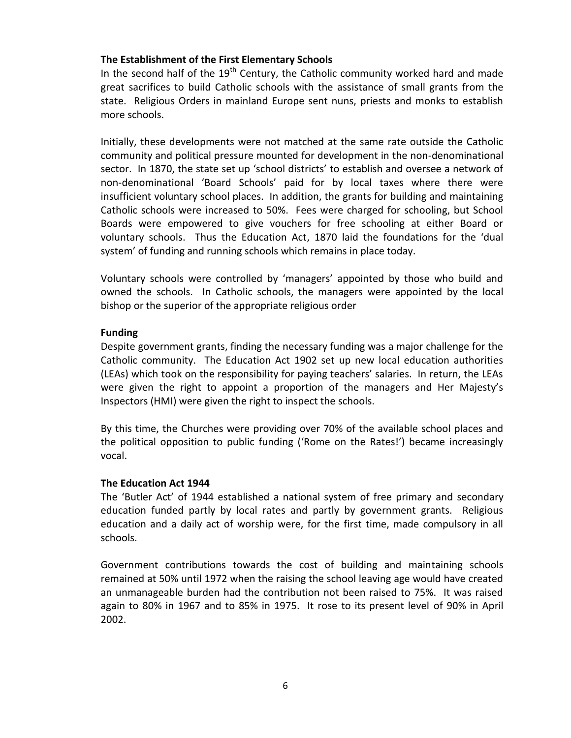**The Establishment of the First Elementary Schools**

In the second half of the 19th Century, the Catholic community worked hard and made great sacrifices to build Catholic schools with the assistance of small grants from the state. Religious Orders in mainland Europe sent nuns, priests and monks to establish more schools.

Initially, these developments were not matched at the same rate outside the Catholic community and political pressure mounted for development in the non-denominational sector. In 1870, the state set up 'school districts' to establish and oversee a network of non-denominational 'Board Schools' paid for by local taxes where there were insufficient voluntary school places. In addition, the grants for building and maintaining Catholic schools were increased to 50%. Fees were charged for schooling, but School Boards were empowered to give vouchers for free schooling at either Board or voluntary schools. Thus the Education Act, 1870 laid the foundations for the 'dual system' of funding and running schools which remains in place today.

Voluntary schools were controlled by 'managers' appointed by those who build and owned the schools. In Catholic schools, the managers were appointed by the local bishop or the superior of the appropriate religious order

**Funding**

Despite government grants, finding the necessary funding was a major challenge for the Catholic community. The Education Act 1902 set up new local education authorities (LEAs) which took on the responsibility for paying teachers' salaries. In return, the LEAs were given the right to appoint a proportion of the managers and Her Majesty's Inspectors (HMI) were given the right to inspect the schools.

By this time, the Churches were providing over 70% of the available school places and the political opposition to public funding ('Rome on the Rates!') became increasingly vocal.

**The Education Act 1944**

The 'Butler Act' of 1944 established a national system of free primary and secondary education funded partly by local rates and partly by government grants. Religious education and a daily act of worship were, for the first time, made compulsory in all schools.

Government contributions towards the cost of building and maintaining schools remained at 50% until 1972 when the raising the school leaving age would have created an unmanageable burden had the contribution not been raised to 75%. It was raised again to 80% in 1967 and to 85% in 1975. It rose to its present level of 90% in April 2002.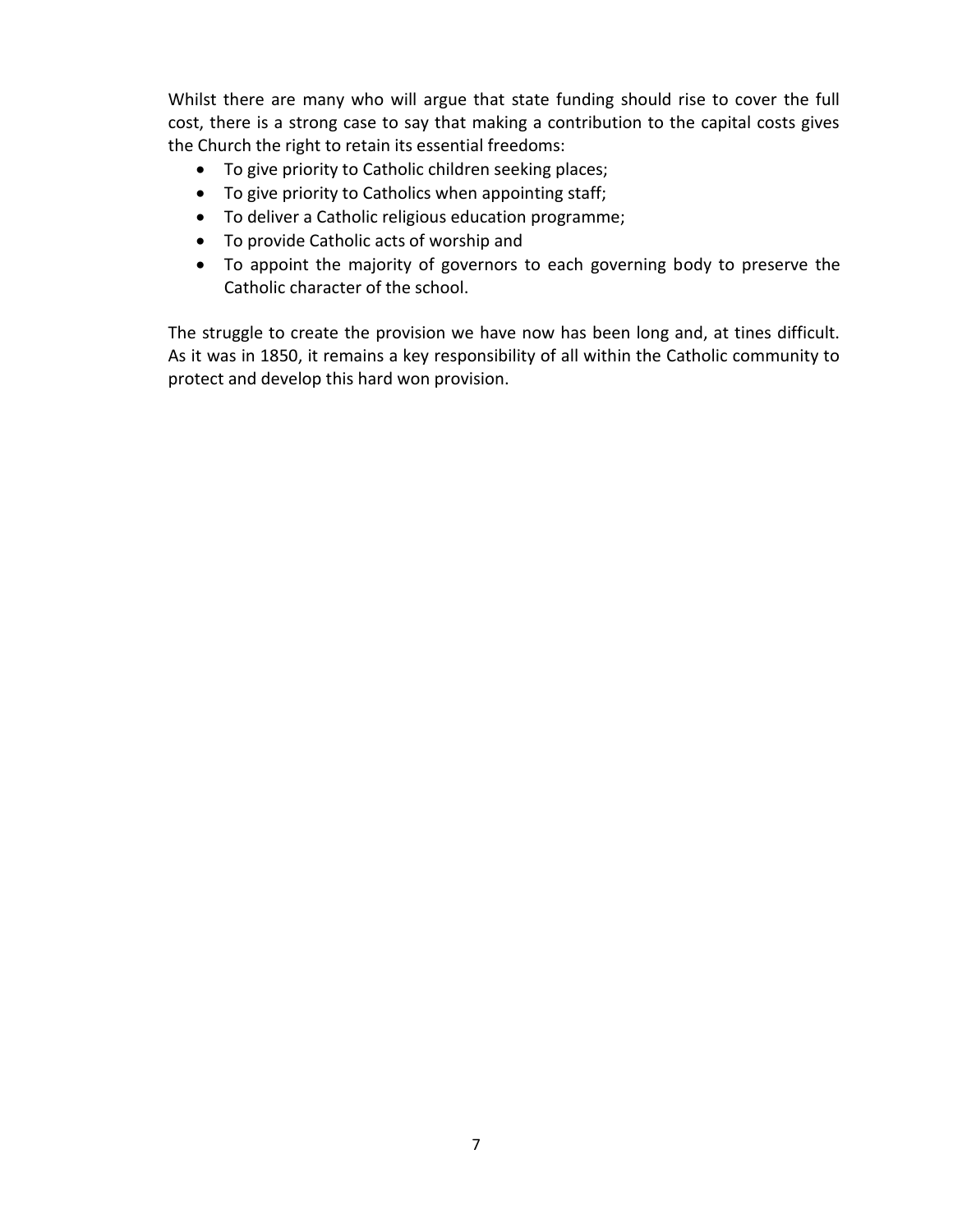Whilst there are many who will argue that state funding should rise to cover the full cost, there is a strong case to say that making a contribution to the capital costs gives the Church the right to retain its essential freedoms:

- To give priority to Catholic children seeking places;
- To give priority to Catholics when appointing staff;
- To deliver a Catholic religious education programme;
- To provide Catholic acts of worship and
- To appoint the majority of governors to each governing body to preserve the Catholic character of the school.

The struggle to create the provision we have now has been long and, at tines difficult. As it was in 1850, it remains a key responsibility of all within the Catholic community to protect and develop this hard won provision.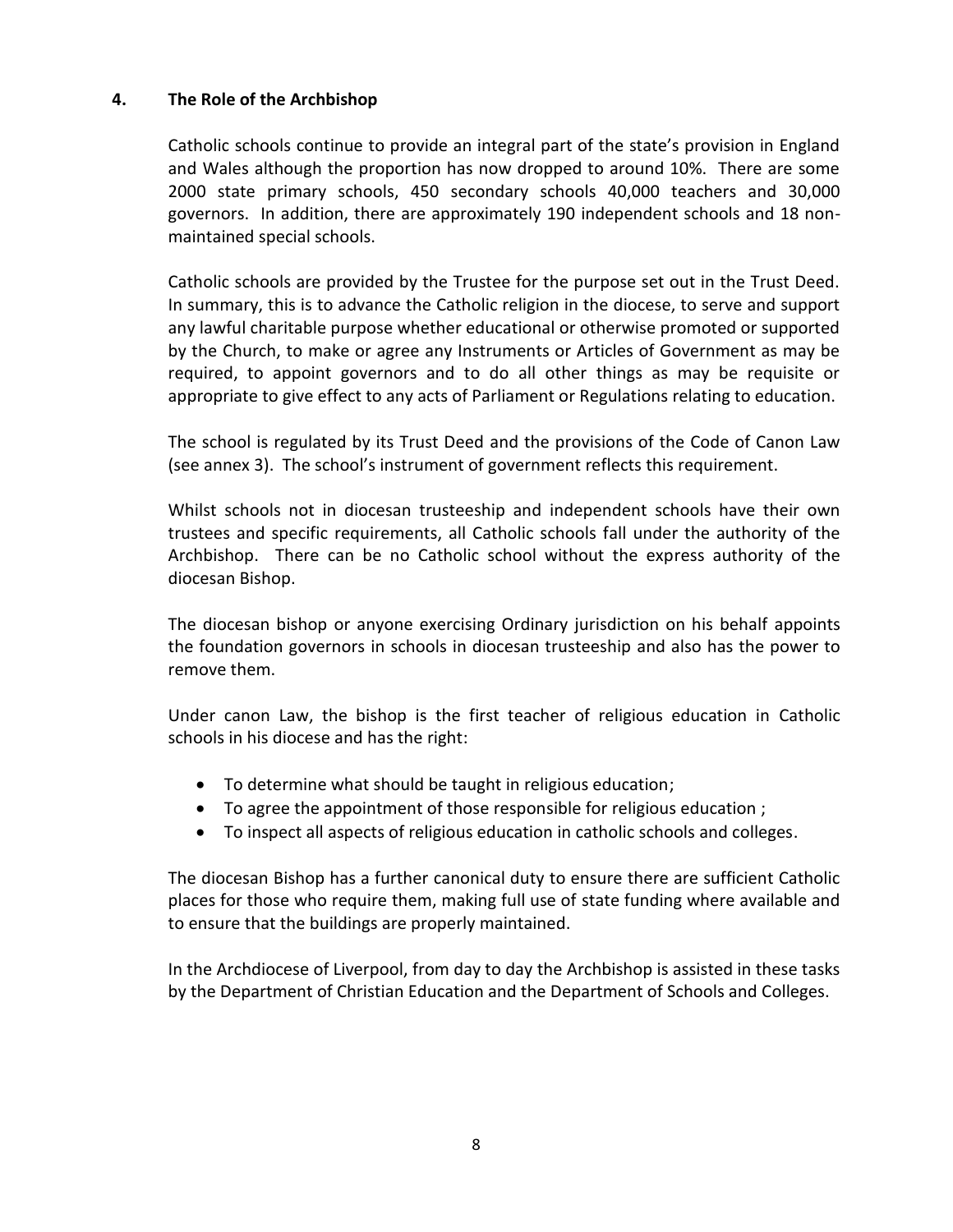## 4. The Role of the Archbishop

Catholic schools continue to provide an integral part of the state's provision in England and Wales although the proportion has now dropped to around 10%. There are some 2000 state primary schools, 450 secondary schools 40,000 teachers and 30,000 governors. In addition, there are approximately 190 independent schools and 18 non-maintained special schools.

Catholic schools are provided by the Trustee for the purpose set out in the Trust Deed. In summary, this is to advance the Catholic religion in the diocese, to serve and support any lawful charitable purpose whether educational or otherwise promoted or supported by the Church, to make or agree any Instruments or Articles of Government as may be required, to appoint governors and to do all other things as may be requisite or appropriate to give effect to any acts of Parliament or Regulations relating to education.

The school is regulated by its Trust Deed and the provisions of the Code of Canon Law (see annex 3). The school's instrument of government reflects this requirement.

Whilst schools not in diocesan trusteeship and independent schools have their own trustees and specific requirements, all Catholic schools fall under the authority of the Archbishop. There can be no Catholic school without the express authority of the diocesan Bishop.

The diocesan bishop or anyone exercising Ordinary jurisdiction on his behalf appoints the foundation governors in schools in diocesan trusteeship and also has the power to remove them.

Under canon Law, the bishop is the first teacher of religious education in Catholic schools in his diocese and has the right:

- To determine what should be taught in religious education;
- To agree the appointment of those responsible for religious education ;
- To inspect all aspects of religious education in catholic schools and colleges.

The diocesan Bishop has a further canonical duty to ensure there are sufficient Catholic places for those who require them, making full use of state funding where available and to ensure that the buildings are properly maintained.

In the Archdiocese of Liverpool, from day to day the Archbishop is assisted in these tasks by the Department of Christian Education and the Department of Schools and Colleges.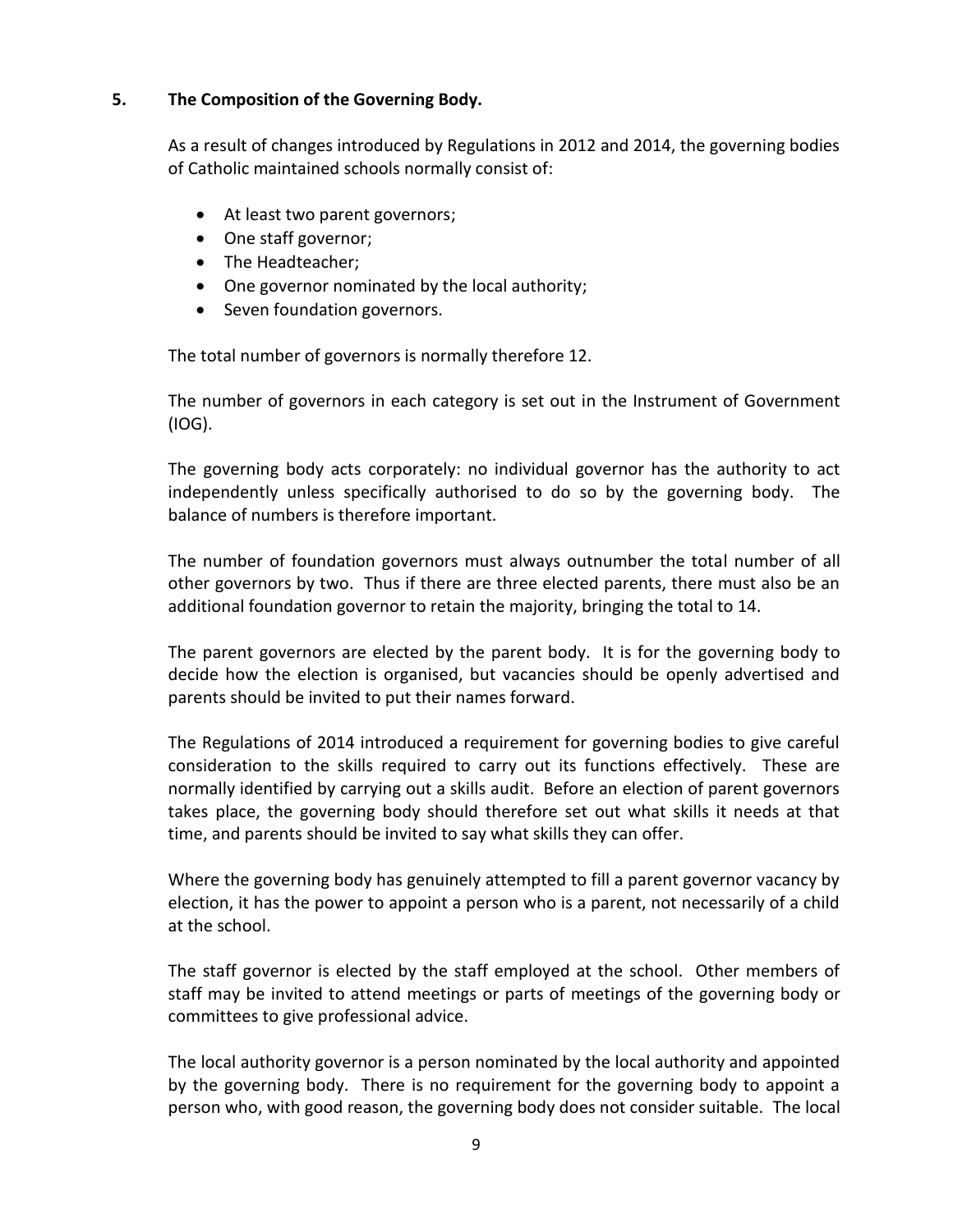## 5. The Composition of the Governing Body.

As a result of changes introduced by Regulations in 2012 and 2014, the governing bodies of Catholic maintained schools normally consist of:

- At least two parent governors;
- One staff governor;
- The Headteacher;
- One governor nominated by the local authority;
- Seven foundation governors.

The total number of governors is normally therefore 12.

The number of governors in each category is set out in the Instrument of Government (IOG).

The governing body acts corporately: no individual governor has the authority to act independently unless specifically authorised to do so by the governing body. The balance of numbers is therefore important.

The number of foundation governors must always outnumber the total number of all other governors by two. Thus if there are three elected parents, there must also be an additional foundation governor to retain the majority, bringing the total to 14.

The parent governors are elected by the parent body. It is for the governing body to decide how the election is organised, but vacancies should be openly advertised and parents should be invited to put their names forward.

The Regulations of 2014 introduced a requirement for governing bodies to give careful consideration to the skills required to carry out its functions effectively. These are normally identified by carrying out a skills audit. Before an election of parent governors takes place, the governing body should therefore set out what skills it needs at that time, and parents should be invited to say what skills they can offer.

Where the governing body has genuinely attempted to fill a parent governor vacancy by election, it has the power to appoint a person who is a parent, not necessarily of a child at the school.

The staff governor is elected by the staff employed at the school. Other members of staff may be invited to attend meetings or parts of meetings of the governing body or committees to give professional advice.

The local authority governor is a person nominated by the local authority and appointed by the governing body. There is no requirement for the governing body to appoint a person who, with good reason, the governing body does not consider suitable. The local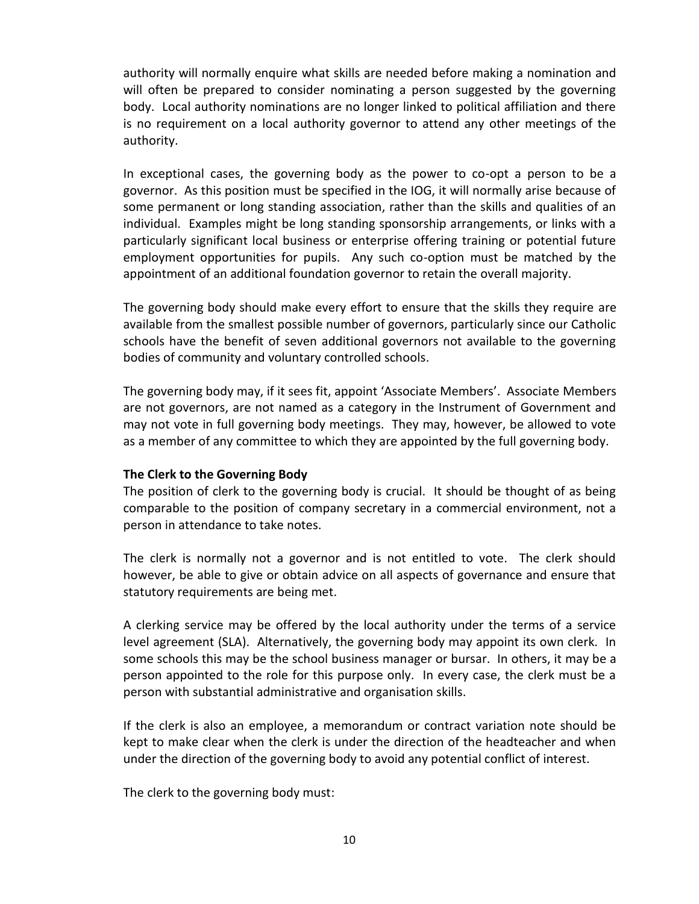authority will normally enquire what skills are needed before making a nomination and will often be prepared to consider nominating a person suggested by the governing body. Local authority nominations are no longer linked to political affiliation and there is no requirement on a local authority governor to attend any other meetings of the authority.

In exceptional cases, the governing body as the power to co-opt a person to be a governor. As this position must be specified in the IOG, it will normally arise because of some permanent or long standing association, rather than the skills and qualities of an individual. Examples might be long standing sponsorship arrangements, or links with a particularly significant local business or enterprise offering training or potential future employment opportunities for pupils. Any such co-option must be matched by the appointment of an additional foundation governor to retain the overall majority.

The governing body should make every effort to ensure that the skills they require are available from the smallest possible number of governors, particularly since our Catholic schools have the benefit of seven additional governors not available to the governing bodies of community and voluntary controlled schools.

The governing body may, if it sees fit, appoint 'Associate Members'. Associate Members are not governors, are not named as a category in the Instrument of Government and may not vote in full governing body meetings. They may, however, be allowed to vote as a member of any committee to which they are appointed by the full governing body.

**The Clerk to the Governing Body**

The position of clerk to the governing body is crucial. It should be thought of as being comparable to the position of company secretary in a commercial environment, not a person in attendance to take notes.

The clerk is normally not a governor and is not entitled to vote. The clerk should however, be able to give or obtain advice on all aspects of governance and ensure that statutory requirements are being met.

A clerking service may be offered by the local authority under the terms of a service level agreement (SLA). Alternatively, the governing body may appoint its own clerk. In some schools this may be the school business manager or bursar. In others, it may be a person appointed to the role for this purpose only. In every case, the clerk must be a person with substantial administrative and organisation skills.

If the clerk is also an employee, a memorandum or contract variation note should be kept to make clear when the clerk is under the direction of the headteacher and when under the direction of the governing body to avoid any potential conflict of interest.

The clerk to the governing body must: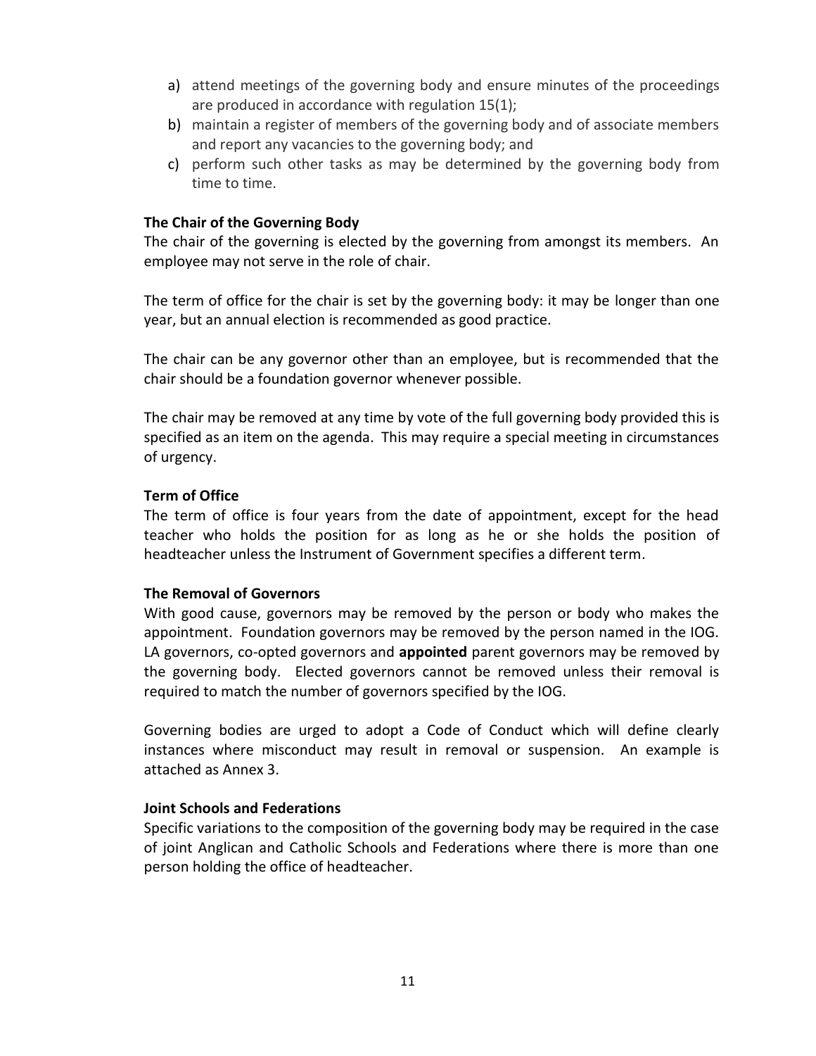a) attend meetings of the governing body and ensure minutes of the proceedings are produced in accordance with regulation 15(1);
b) maintain a register of members of the governing body and of associate members and report any vacancies to the governing body; and
c) perform such other tasks as may be determined by the governing body from time to time.

**The Chair of the Governing Body**

The chair of the governing is elected by the governing from amongst its members. An employee may not serve in the role of chair.

The term of office for the chair is set by the governing body: it may be longer than one year, but an annual election is recommended as good practice.

The chair can be any governor other than an employee, but is recommended that the chair should be a foundation governor whenever possible.

The chair may be removed at any time by vote of the full governing body provided this is specified as an item on the agenda. This may require a special meeting in circumstances of urgency.

**Term of Office**

The term of office is four years from the date of appointment, except for the head teacher who holds the position for as long as he or she holds the position of headteacher unless the Instrument of Government specifies a different term.

**The Removal of Governors**

With good cause, governors may be removed by the person or body who makes the appointment. Foundation governors may be removed by the person named in the IOG. LA governors, co-opted governors and **appointed** parent governors may be removed by the governing body. Elected governors cannot be removed unless their removal is required to match the number of governors specified by the IOG.

Governing bodies are urged to adopt a Code of Conduct which will define clearly instances where misconduct may result in removal or suspension. An example is attached as Annex 3.

**Joint Schools and Federations**

Specific variations to the composition of the governing body may be required in the case of joint Anglican and Catholic Schools and Federations where there is more than one person holding the office of headteacher.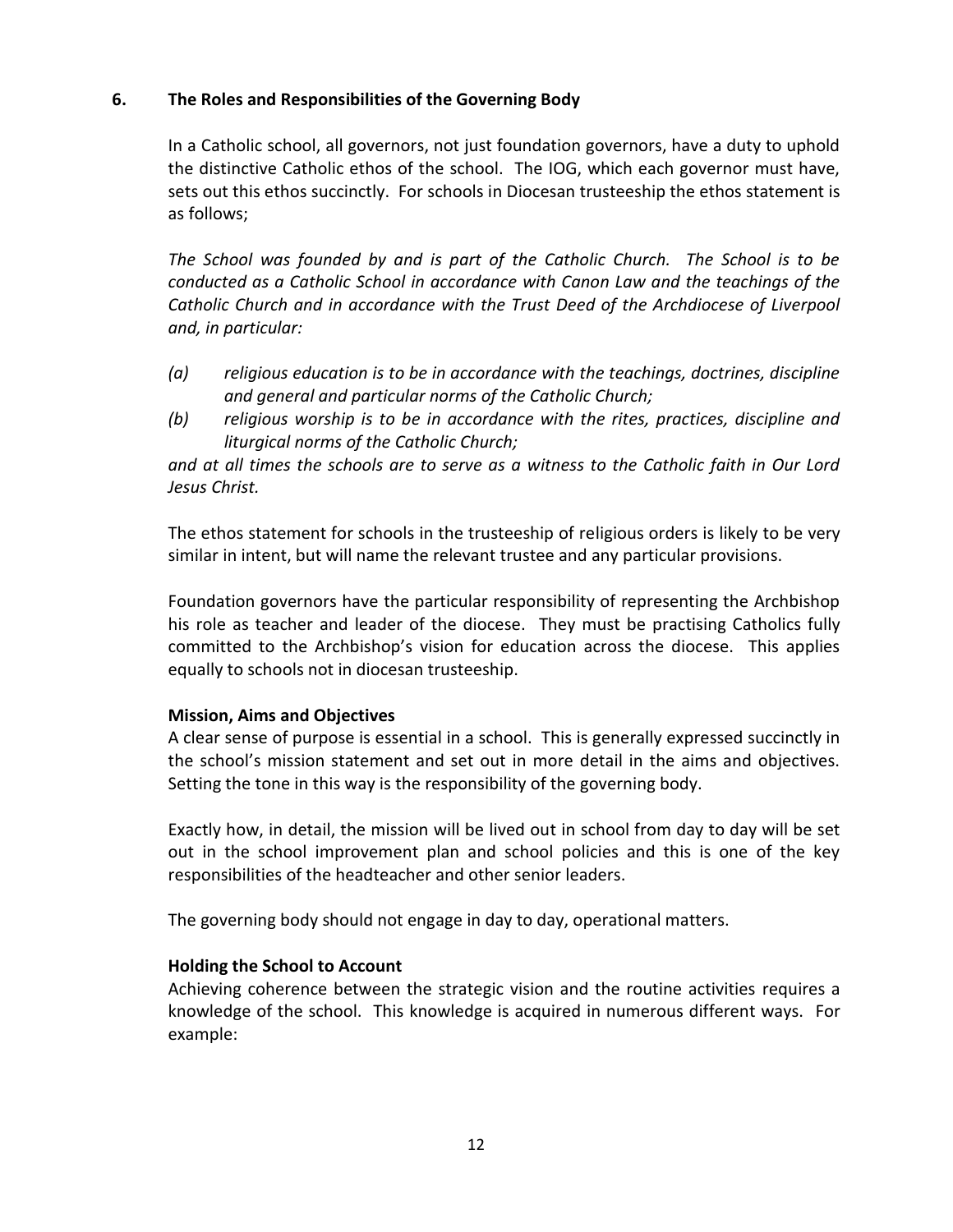## 6. The Roles and Responsibilities of the Governing Body

In a Catholic school, all governors, not just foundation governors, have a duty to uphold the distinctive Catholic ethos of the school. The IOG, which each governor must have, sets out this ethos succinctly. For schools in Diocesan trusteeship the ethos statement is as follows;

*The School was founded by and is part of the Catholic Church. The School is to be conducted as a Catholic School in accordance with Canon Law and the teachings of the Catholic Church and in accordance with the Trust Deed of the Archdiocese of Liverpool and, in particular:*

*(a) religious education is to be in accordance with the teachings, doctrines, discipline and general and particular norms of the Catholic Church;*

*(b) religious worship is to be in accordance with the rites, practices, discipline and liturgical norms of the Catholic Church;*

*and at all times the schools are to serve as a witness to the Catholic faith in Our Lord Jesus Christ.*

The ethos statement for schools in the trusteeship of religious orders is likely to be very similar in intent, but will name the relevant trustee and any particular provisions.

Foundation governors have the particular responsibility of representing the Archbishop his role as teacher and leader of the diocese. They must be practising Catholics fully committed to the Archbishop's vision for education across the diocese. This applies equally to schools not in diocesan trusteeship.

**Mission, Aims and Objectives**

A clear sense of purpose is essential in a school. This is generally expressed succinctly in the school's mission statement and set out in more detail in the aims and objectives. Setting the tone in this way is the responsibility of the governing body.

Exactly how, in detail, the mission will be lived out in school from day to day will be set out in the school improvement plan and school policies and this is one of the key responsibilities of the headteacher and other senior leaders.

The governing body should not engage in day to day, operational matters.

**Holding the School to Account**

Achieving coherence between the strategic vision and the routine activities requires a knowledge of the school. This knowledge is acquired in numerous different ways. For example: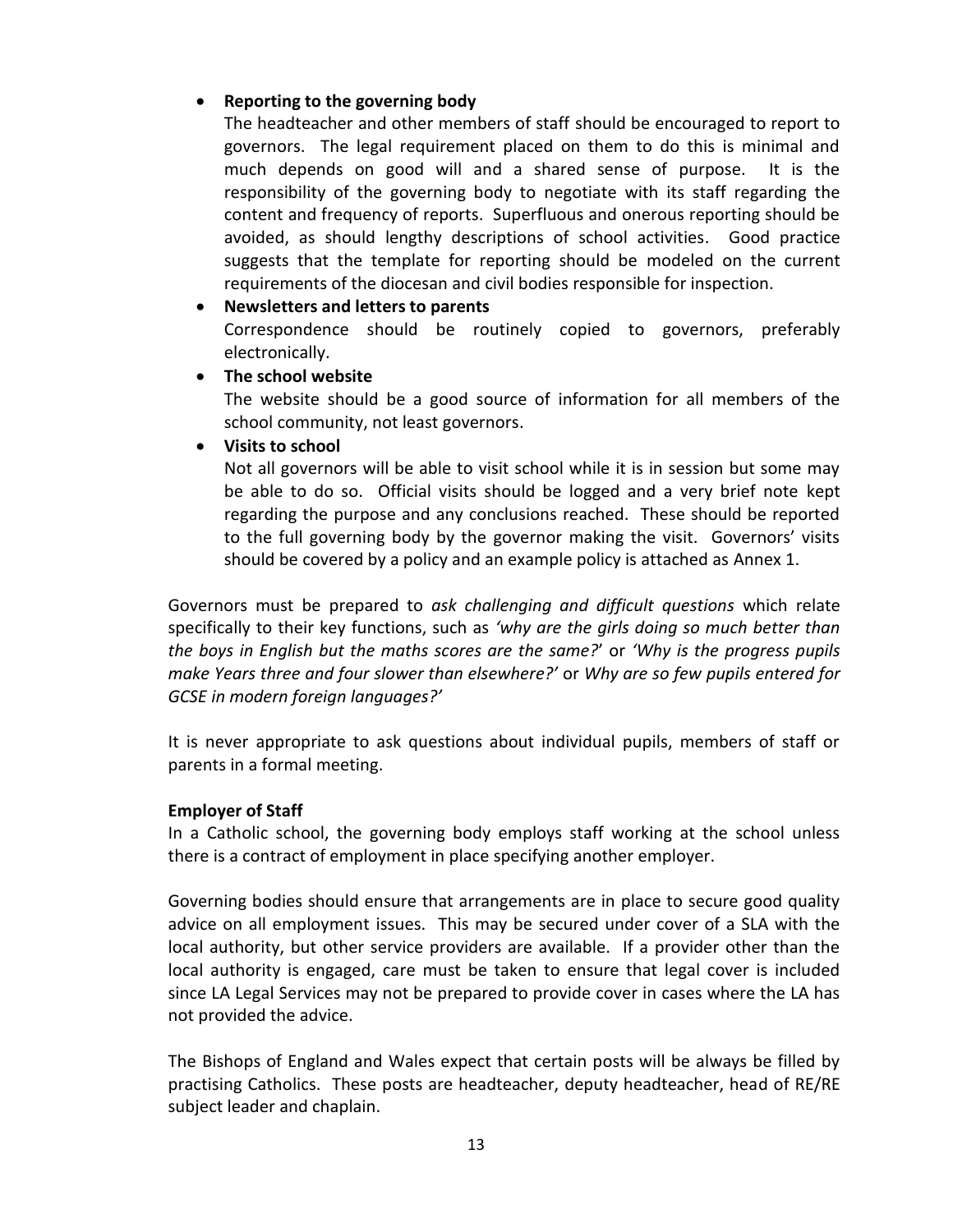- **Reporting to the governing body**
  The headteacher and other members of staff should be encouraged to report to governors. The legal requirement placed on them to do this is minimal and much depends on good will and a shared sense of purpose. It is the responsibility of the governing body to negotiate with its staff regarding the content and frequency of reports. Superfluous and onerous reporting should be avoided, as should lengthy descriptions of school activities. Good practice suggests that the template for reporting should be modeled on the current requirements of the diocesan and civil bodies responsible for inspection.
- **Newsletters and letters to parents**
  Correspondence should be routinely copied to governors, preferably electronically.
- **The school website**
  The website should be a good source of information for all members of the school community, not least governors.
- **Visits to school**
  Not all governors will be able to visit school while it is in session but some may be able to do so. Official visits should be logged and a very brief note kept regarding the purpose and any conclusions reached. These should be reported to the full governing body by the governor making the visit. Governors' visits should be covered by a policy and an example policy is attached as Annex 1.

Governors must be prepared to *ask challenging and difficult questions* which relate specifically to their key functions, such as *'why are the girls doing so much better than the boys in English but the maths scores are the same?*' or *'Why is the progress pupils make Years three and four slower than elsewhere?'* or *Why are so few pupils entered for GCSE in modern foreign languages?'*

It is never appropriate to ask questions about individual pupils, members of staff or parents in a formal meeting.

**Employer of Staff**

In a Catholic school, the governing body employs staff working at the school unless there is a contract of employment in place specifying another employer.

Governing bodies should ensure that arrangements are in place to secure good quality advice on all employment issues. This may be secured under cover of a SLA with the local authority, but other service providers are available. If a provider other than the local authority is engaged, care must be taken to ensure that legal cover is included since LA Legal Services may not be prepared to provide cover in cases where the LA has not provided the advice.

The Bishops of England and Wales expect that certain posts will be always be filled by practising Catholics. These posts are headteacher, deputy headteacher, head of RE/RE subject leader and chaplain.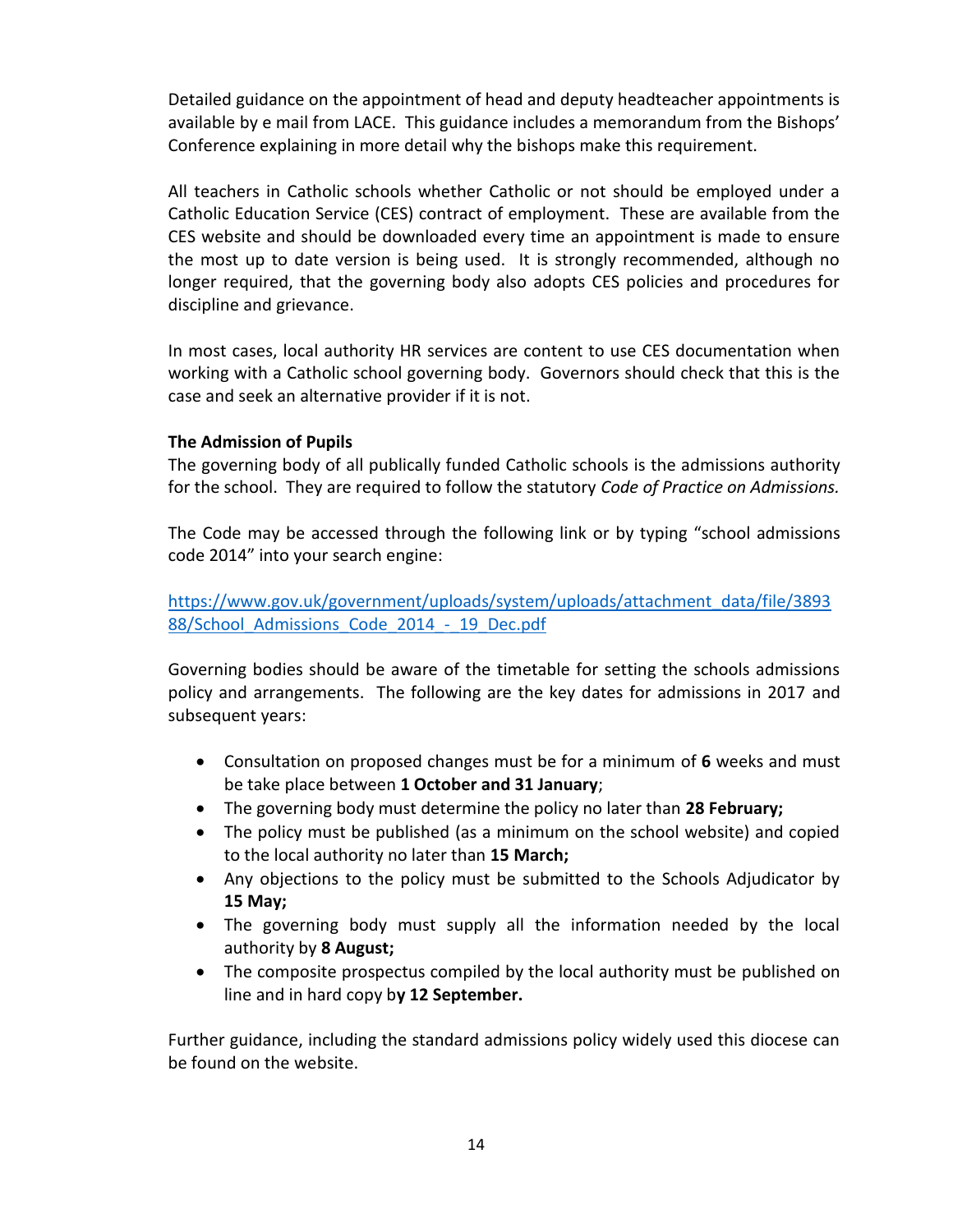Detailed guidance on the appointment of head and deputy headteacher appointments is available by e mail from LACE. This guidance includes a memorandum from the Bishops' Conference explaining in more detail why the bishops make this requirement.

All teachers in Catholic schools whether Catholic or not should be employed under a Catholic Education Service (CES) contract of employment. These are available from the CES website and should be downloaded every time an appointment is made to ensure the most up to date version is being used. It is strongly recommended, although no longer required, that the governing body also adopts CES policies and procedures for discipline and grievance.

In most cases, local authority HR services are content to use CES documentation when working with a Catholic school governing body. Governors should check that this is the case and seek an alternative provider if it is not.

**The Admission of Pupils**

The governing body of all publically funded Catholic schools is the admissions authority for the school. They are required to follow the statutory *Code of Practice on Admissions.*

The Code may be accessed through the following link or by typing "school admissions code 2014" into your search engine:

[https://www.gov.uk/government/uploads/system/uploads/attachment_data/file/389388/School_Admissions_Code_2014_-_19_Dec.pdf](https://www.gov.uk/government/uploads/system/uploads/attachment_data/file/389388/School_Admissions_Code_2014_-_19_Dec.pdf)

Governing bodies should be aware of the timetable for setting the schools admissions policy and arrangements. The following are the key dates for admissions in 2017 and subsequent years:

- Consultation on proposed changes must be for a minimum of **6** weeks and must be take place between **1 October and 31 January**;
- The governing body must determine the policy no later than **28 February;**
- The policy must be published (as a minimum on the school website) and copied to the local authority no later than **15 March;**
- Any objections to the policy must be submitted to the Schools Adjudicator by **15 May;**
- The governing body must supply all the information needed by the local authority by **8 August;**
- The composite prospectus compiled by the local authority must be published on line and in hard copy b**y 12 September.**

Further guidance, including the standard admissions policy widely used this diocese can be found on the website.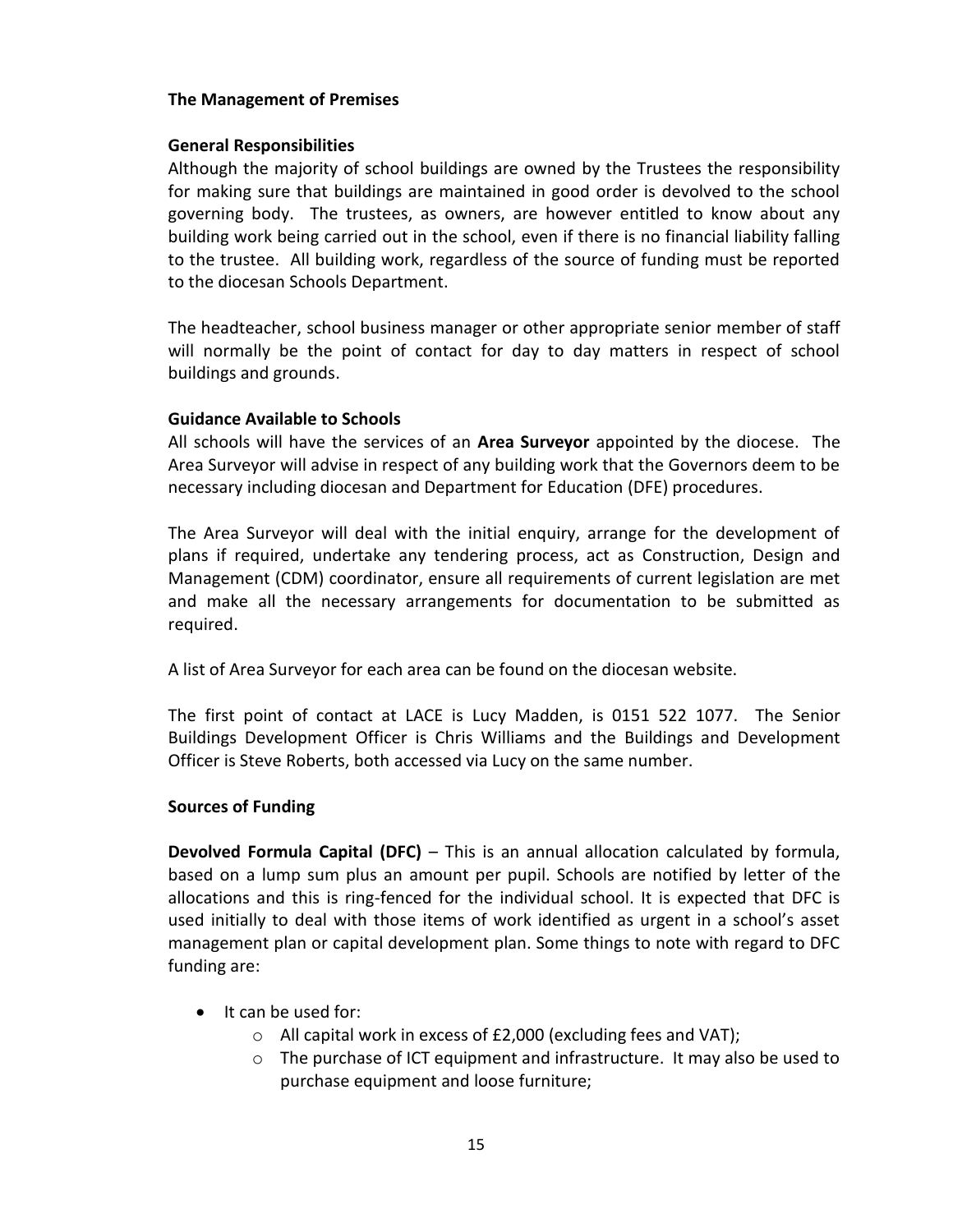**The Management of Premises**

**General Responsibilities**

Although the majority of school buildings are owned by the Trustees the responsibility for making sure that buildings are maintained in good order is devolved to the school governing body. The trustees, as owners, are however entitled to know about any building work being carried out in the school, even if there is no financial liability falling to the trustee. All building work, regardless of the source of funding must be reported to the diocesan Schools Department.

The headteacher, school business manager or other appropriate senior member of staff will normally be the point of contact for day to day matters in respect of school buildings and grounds.

**Guidance Available to Schools**

All schools will have the services of an **Area Surveyor** appointed by the diocese. The Area Surveyor will advise in respect of any building work that the Governors deem to be necessary including diocesan and Department for Education (DFE) procedures.

The Area Surveyor will deal with the initial enquiry, arrange for the development of plans if required, undertake any tendering process, act as Construction, Design and Management (CDM) coordinator, ensure all requirements of current legislation are met and make all the necessary arrangements for documentation to be submitted as required.

A list of Area Surveyor for each area can be found on the diocesan website.

The first point of contact at LACE is Lucy Madden, is 0151 522 1077. The Senior Buildings Development Officer is Chris Williams and the Buildings and Development Officer is Steve Roberts, both accessed via Lucy on the same number.

**Sources of Funding**

**Devolved Formula Capital (DFC)** – This is an annual allocation calculated by formula, based on a lump sum plus an amount per pupil. Schools are notified by letter of the allocations and this is ring-fenced for the individual school. It is expected that DFC is used initially to deal with those items of work identified as urgent in a school's asset management plan or capital development plan. Some things to note with regard to DFC funding are:

- It can be used for:
  - All capital work in excess of £2,000 (excluding fees and VAT);
  - The purchase of ICT equipment and infrastructure. It may also be used to purchase equipment and loose furniture;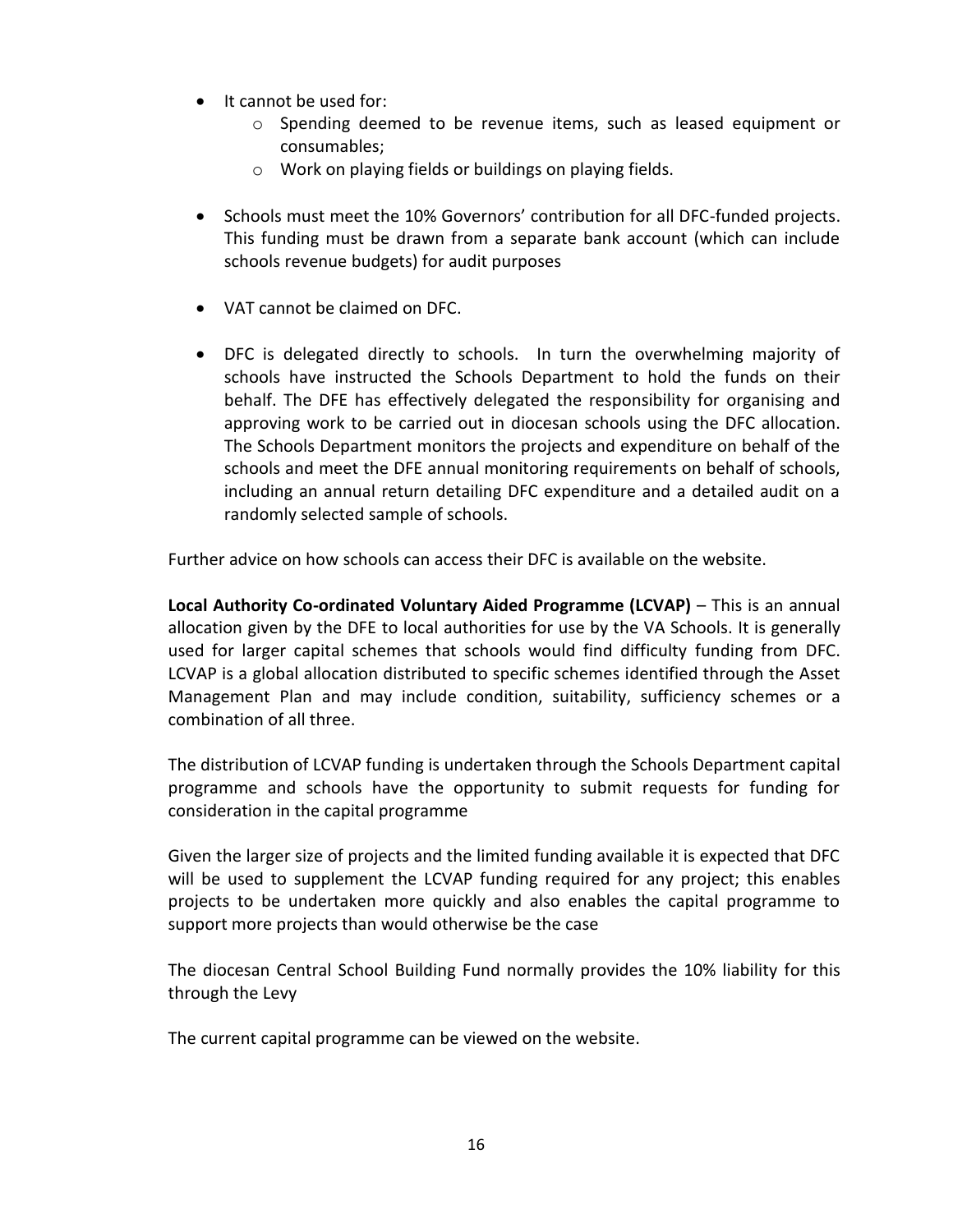- It cannot be used for:
    - Spending deemed to be revenue items, such as leased equipment or consumables;
    - Work on playing fields or buildings on playing fields.

- Schools must meet the 10% Governors' contribution for all DFC-funded projects. This funding must be drawn from a separate bank account (which can include schools revenue budgets) for audit purposes

- VAT cannot be claimed on DFC.

- DFC is delegated directly to schools. In turn the overwhelming majority of schools have instructed the Schools Department to hold the funds on their behalf. The DFE has effectively delegated the responsibility for organising and approving work to be carried out in diocesan schools using the DFC allocation. The Schools Department monitors the projects and expenditure on behalf of the schools and meet the DFE annual monitoring requirements on behalf of schools, including an annual return detailing DFC expenditure and a detailed audit on a randomly selected sample of schools.

Further advice on how schools can access their DFC is available on the website.

**Local Authority Co-ordinated Voluntary Aided Programme (LCVAP)** – This is an annual allocation given by the DFE to local authorities for use by the VA Schools. It is generally used for larger capital schemes that schools would find difficulty funding from DFC. LCVAP is a global allocation distributed to specific schemes identified through the Asset Management Plan and may include condition, suitability, sufficiency schemes or a combination of all three.

The distribution of LCVAP funding is undertaken through the Schools Department capital programme and schools have the opportunity to submit requests for funding for consideration in the capital programme

Given the larger size of projects and the limited funding available it is expected that DFC will be used to supplement the LCVAP funding required for any project; this enables projects to be undertaken more quickly and also enables the capital programme to support more projects than would otherwise be the case

The diocesan Central School Building Fund normally provides the 10% liability for this through the Levy

The current capital programme can be viewed on the website.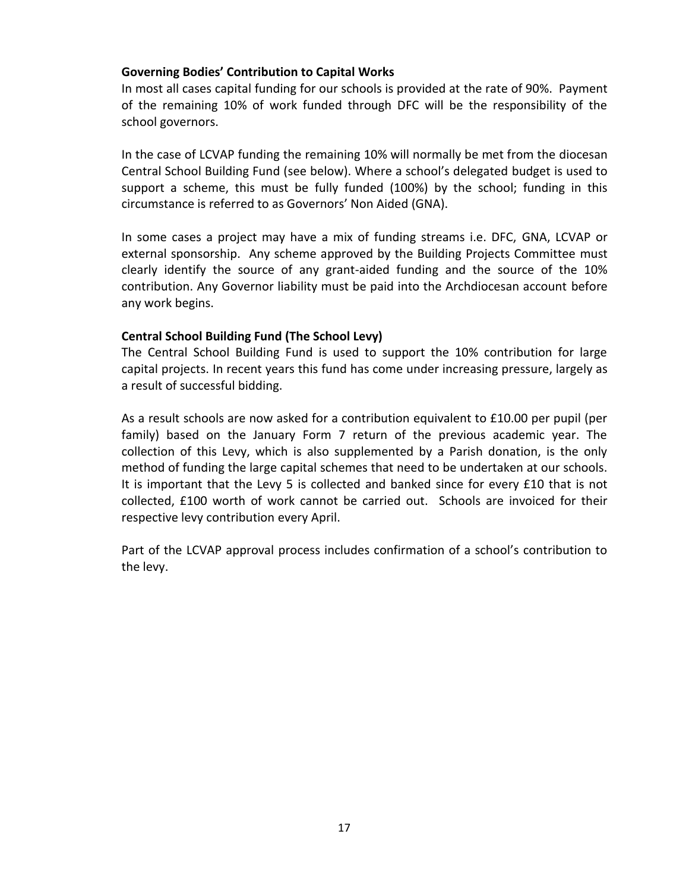**Governing Bodies' Contribution to Capital Works**

In most all cases capital funding for our schools is provided at the rate of 90%. Payment of the remaining 10% of work funded through DFC will be the responsibility of the school governors.

In the case of LCVAP funding the remaining 10% will normally be met from the diocesan Central School Building Fund (see below). Where a school's delegated budget is used to support a scheme, this must be fully funded (100%) by the school; funding in this circumstance is referred to as Governors' Non Aided (GNA).

In some cases a project may have a mix of funding streams i.e. DFC, GNA, LCVAP or external sponsorship. Any scheme approved by the Building Projects Committee must clearly identify the source of any grant-aided funding and the source of the 10% contribution. Any Governor liability must be paid into the Archdiocesan account before any work begins.

**Central School Building Fund (The School Levy)**

The Central School Building Fund is used to support the 10% contribution for large capital projects. In recent years this fund has come under increasing pressure, largely as a result of successful bidding.

As a result schools are now asked for a contribution equivalent to £10.00 per pupil (per family) based on the January Form 7 return of the previous academic year. The collection of this Levy, which is also supplemented by a Parish donation, is the only method of funding the large capital schemes that need to be undertaken at our schools. It is important that the Levy 5 is collected and banked since for every £10 that is not collected, £100 worth of work cannot be carried out. Schools are invoiced for their respective levy contribution every April.

Part of the LCVAP approval process includes confirmation of a school's contribution to the levy.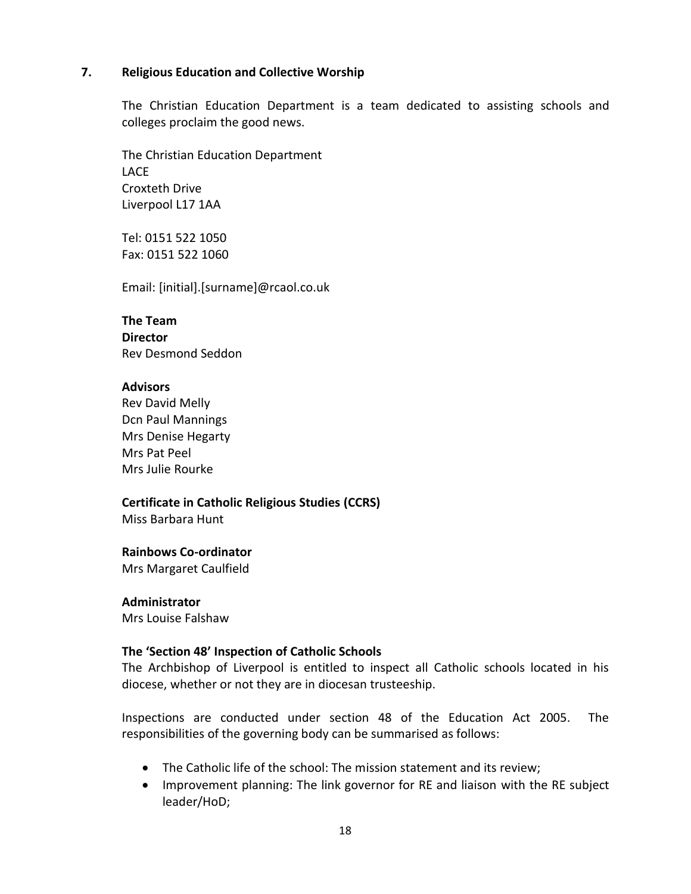## 7. Religious Education and Collective Worship

The Christian Education Department is a team dedicated to assisting schools and colleges proclaim the good news.

The Christian Education Department
LACE
Croxteth Drive
Liverpool L17 1AA

Tel: 0151 522 1050
Fax: 0151 522 1060

Email: [initial].[surname]@rcaol.co.uk

**The Team**
**Director**
Rev Desmond Seddon

**Advisors**
Rev David Melly
Dcn Paul Mannings
Mrs Denise Hegarty
Mrs Pat Peel
Mrs Julie Rourke

**Certificate in Catholic Religious Studies (CCRS)**
Miss Barbara Hunt

**Rainbows Co-ordinator**
Mrs Margaret Caulfield

**Administrator**
Mrs Louise Falshaw

**The 'Section 48' Inspection of Catholic Schools**
The Archbishop of Liverpool is entitled to inspect all Catholic schools located in his diocese, whether or not they are in diocesan trusteeship.

Inspections are conducted under section 48 of the Education Act 2005. The responsibilities of the governing body can be summarised as follows:

- The Catholic life of the school: The mission statement and its review;
- Improvement planning: The link governor for RE and liaison with the RE subject leader/HoD;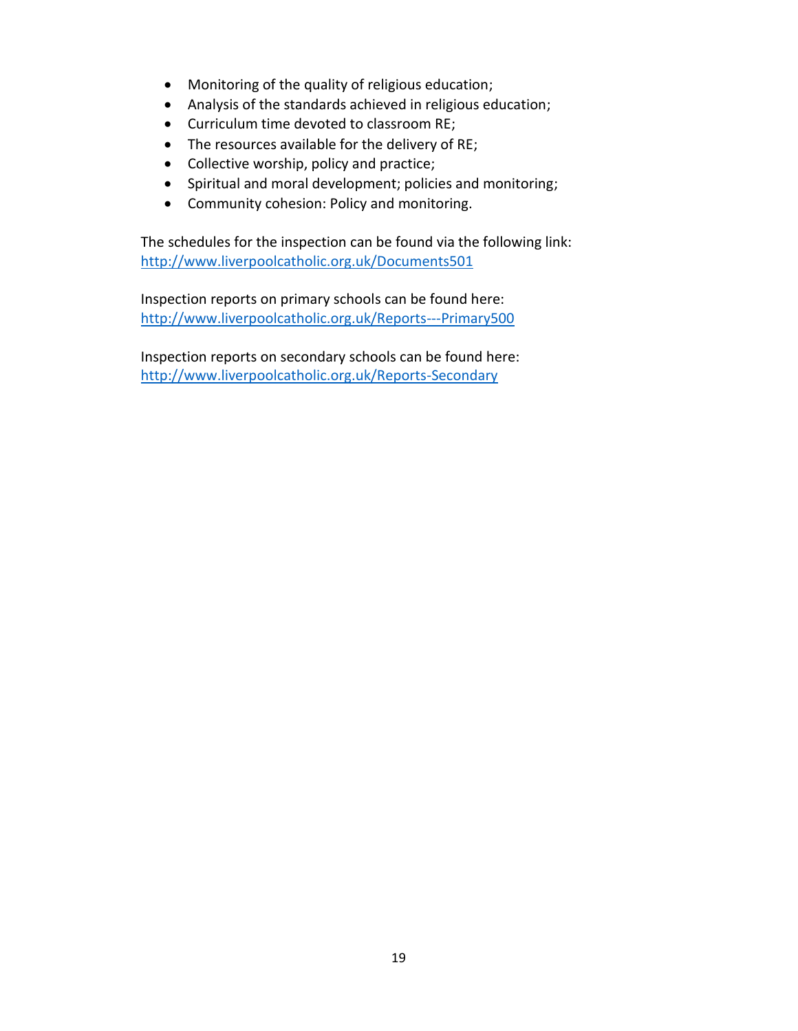- Monitoring of the quality of religious education;
- Analysis of the standards achieved in religious education;
- Curriculum time devoted to classroom RE;
- The resources available for the delivery of RE;
- Collective worship, policy and practice;
- Spiritual and moral development; policies and monitoring;
- Community cohesion: Policy and monitoring.

The schedules for the inspection can be found via the following link:
http://www.liverpoolcatholic.org.uk/Documents501

Inspection reports on primary schools can be found here:
http://www.liverpoolcatholic.org.uk/Reports---Primary500

Inspection reports on secondary schools can be found here:
http://www.liverpoolcatholic.org.uk/Reports-Secondary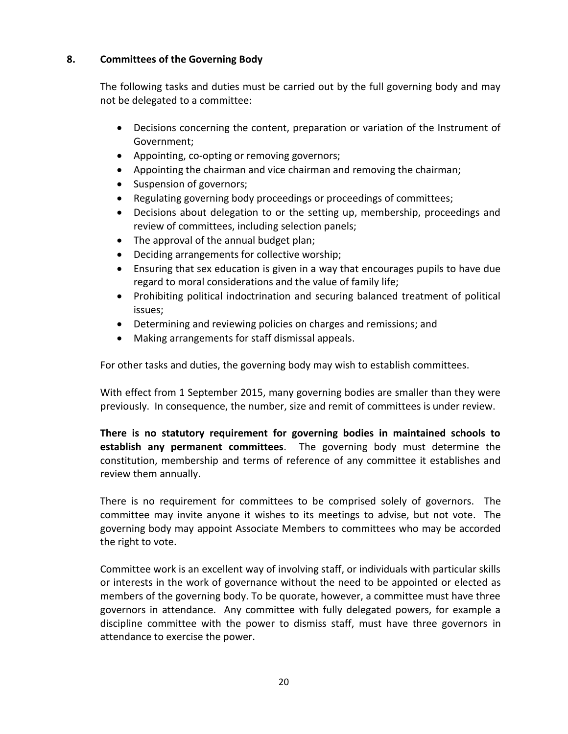## 8. Committees of the Governing Body

The following tasks and duties must be carried out by the full governing body and may not be delegated to a committee:

- Decisions concerning the content, preparation or variation of the Instrument of Government;
- Appointing, co-opting or removing governors;
- Appointing the chairman and vice chairman and removing the chairman;
- Suspension of governors;
- Regulating governing body proceedings or proceedings of committees;
- Decisions about delegation to or the setting up, membership, proceedings and review of committees, including selection panels;
- The approval of the annual budget plan;
- Deciding arrangements for collective worship;
- Ensuring that sex education is given in a way that encourages pupils to have due regard to moral considerations and the value of family life;
- Prohibiting political indoctrination and securing balanced treatment of political issues;
- Determining and reviewing policies on charges and remissions; and
- Making arrangements for staff dismissal appeals.

For other tasks and duties, the governing body may wish to establish committees.

With effect from 1 September 2015, many governing bodies are smaller than they were previously. In consequence, the number, size and remit of committees is under review.

**There is no statutory requirement for governing bodies in maintained schools to establish any permanent committees**. The governing body must determine the constitution, membership and terms of reference of any committee it establishes and review them annually.

There is no requirement for committees to be comprised solely of governors. The committee may invite anyone it wishes to its meetings to advise, but not vote. The governing body may appoint Associate Members to committees who may be accorded the right to vote.

Committee work is an excellent way of involving staff, or individuals with particular skills or interests in the work of governance without the need to be appointed or elected as members of the governing body. To be quorate, however, a committee must have three governors in attendance. Any committee with fully delegated powers, for example a discipline committee with the power to dismiss staff, must have three governors in attendance to exercise the power.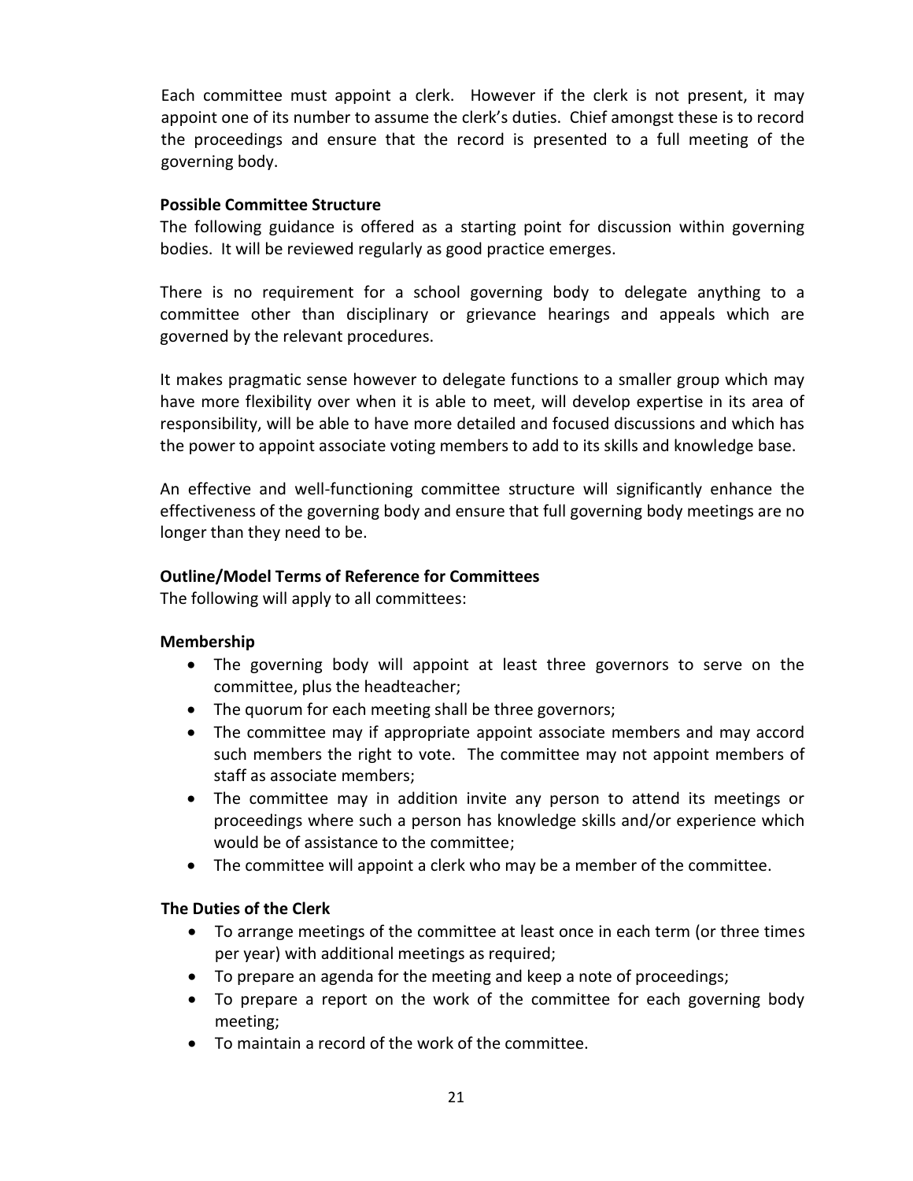Each committee must appoint a clerk. However if the clerk is not present, it may appoint one of its number to assume the clerk's duties. Chief amongst these is to record the proceedings and ensure that the record is presented to a full meeting of the governing body.

**Possible Committee Structure**

The following guidance is offered as a starting point for discussion within governing bodies. It will be reviewed regularly as good practice emerges.

There is no requirement for a school governing body to delegate anything to a committee other than disciplinary or grievance hearings and appeals which are governed by the relevant procedures.

It makes pragmatic sense however to delegate functions to a smaller group which may have more flexibility over when it is able to meet, will develop expertise in its area of responsibility, will be able to have more detailed and focused discussions and which has the power to appoint associate voting members to add to its skills and knowledge base.

An effective and well-functioning committee structure will significantly enhance the effectiveness of the governing body and ensure that full governing body meetings are no longer than they need to be.

**Outline/Model Terms of Reference for Committees**

The following will apply to all committees:

**Membership**

- The governing body will appoint at least three governors to serve on the committee, plus the headteacher;
- The quorum for each meeting shall be three governors;
- The committee may if appropriate appoint associate members and may accord such members the right to vote. The committee may not appoint members of staff as associate members;
- The committee may in addition invite any person to attend its meetings or proceedings where such a person has knowledge skills and/or experience which would be of assistance to the committee;
- The committee will appoint a clerk who may be a member of the committee.

**The Duties of the Clerk**

- To arrange meetings of the committee at least once in each term (or three times per year) with additional meetings as required;
- To prepare an agenda for the meeting and keep a note of proceedings;
- To prepare a report on the work of the committee for each governing body meeting;
- To maintain a record of the work of the committee.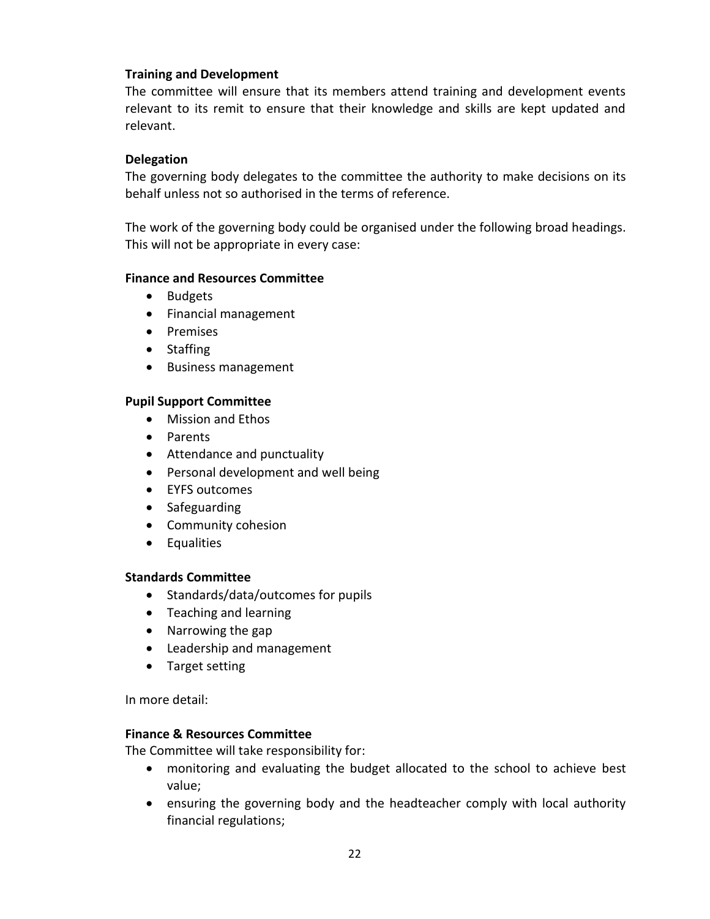**Training and Development**

The committee will ensure that its members attend training and development events relevant to its remit to ensure that their knowledge and skills are kept updated and relevant.

**Delegation**

The governing body delegates to the committee the authority to make decisions on its behalf unless not so authorised in the terms of reference.

The work of the governing body could be organised under the following broad headings. This will not be appropriate in every case:

**Finance and Resources Committee**

- Budgets
- Financial management
- Premises
- Staffing
- Business management

**Pupil Support Committee**

- Mission and Ethos
- Parents
- Attendance and punctuality
- Personal development and well being
- EYFS outcomes
- Safeguarding
- Community cohesion
- Equalities

**Standards Committee**

- Standards/data/outcomes for pupils
- Teaching and learning
- Narrowing the gap
- Leadership and management
- Target setting

In more detail:

**Finance & Resources Committee**

The Committee will take responsibility for:

- monitoring and evaluating the budget allocated to the school to achieve best value;
- ensuring the governing body and the headteacher comply with local authority financial regulations;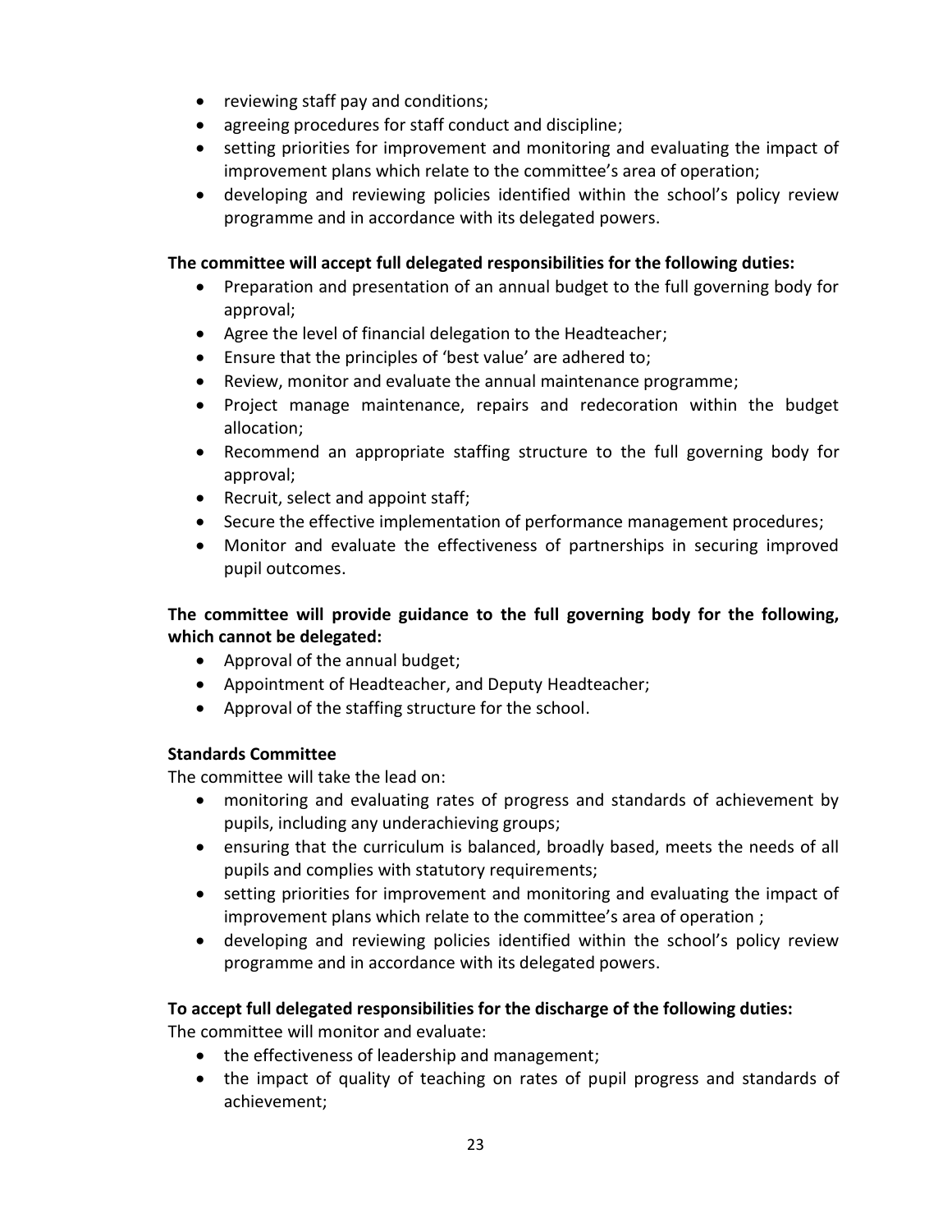- reviewing staff pay and conditions;
- agreeing procedures for staff conduct and discipline;
- setting priorities for improvement and monitoring and evaluating the impact of improvement plans which relate to the committee's area of operation;
- developing and reviewing policies identified within the school's policy review programme and in accordance with its delegated powers.

**The committee will accept full delegated responsibilities for the following duties:**

- Preparation and presentation of an annual budget to the full governing body for approval;
- Agree the level of financial delegation to the Headteacher;
- Ensure that the principles of 'best value' are adhered to;
- Review, monitor and evaluate the annual maintenance programme;
- Project manage maintenance, repairs and redecoration within the budget allocation;
- Recommend an appropriate staffing structure to the full governing body for approval;
- Recruit, select and appoint staff;
- Secure the effective implementation of performance management procedures;
- Monitor and evaluate the effectiveness of partnerships in securing improved pupil outcomes.

**The committee will provide guidance to the full governing body for the following, which cannot be delegated:**

- Approval of the annual budget;
- Appointment of Headteacher, and Deputy Headteacher;
- Approval of the staffing structure for the school.

**Standards Committee**

The committee will take the lead on:

- monitoring and evaluating rates of progress and standards of achievement by pupils, including any underachieving groups;
- ensuring that the curriculum is balanced, broadly based, meets the needs of all pupils and complies with statutory requirements;
- setting priorities for improvement and monitoring and evaluating the impact of improvement plans which relate to the committee's area of operation ;
- developing and reviewing policies identified within the school's policy review programme and in accordance with its delegated powers.

**To accept full delegated responsibilities for the discharge of the following duties:**

The committee will monitor and evaluate:

- the effectiveness of leadership and management;
- the impact of quality of teaching on rates of pupil progress and standards of achievement;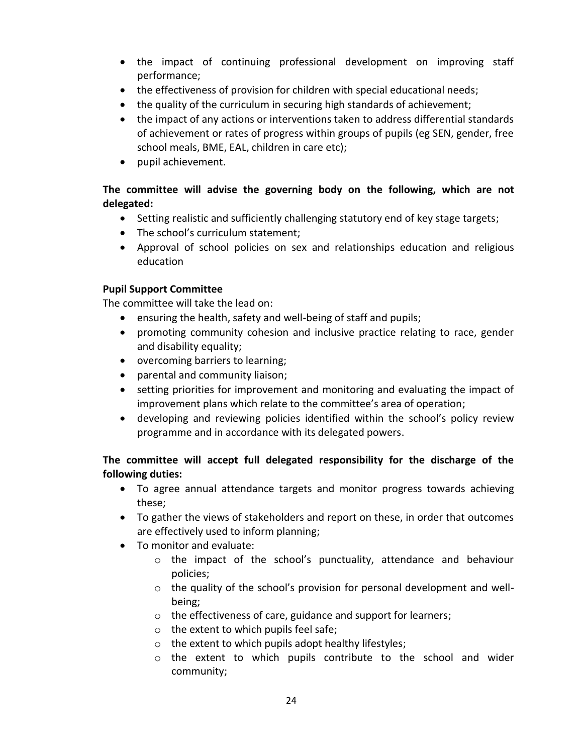- the impact of continuing professional development on improving staff performance;
- the effectiveness of provision for children with special educational needs;
- the quality of the curriculum in securing high standards of achievement;
- the impact of any actions or interventions taken to address differential standards of achievement or rates of progress within groups of pupils (eg SEN, gender, free school meals, BME, EAL, children in care etc);
- pupil achievement.

**The committee will advise the governing body on the following, which are not delegated:**

- Setting realistic and sufficiently challenging statutory end of key stage targets;
- The school's curriculum statement;
- Approval of school policies on sex and relationships education and religious education

**Pupil Support Committee**

The committee will take the lead on:

- ensuring the health, safety and well-being of staff and pupils;
- promoting community cohesion and inclusive practice relating to race, gender and disability equality;
- overcoming barriers to learning;
- parental and community liaison;
- setting priorities for improvement and monitoring and evaluating the impact of improvement plans which relate to the committee's area of operation;
- developing and reviewing policies identified within the school's policy review programme and in accordance with its delegated powers.

**The committee will accept full delegated responsibility for the discharge of the following duties:**

- To agree annual attendance targets and monitor progress towards achieving these;
- To gather the views of stakeholders and report on these, in order that outcomes are effectively used to inform planning;
- To monitor and evaluate:
    - the impact of the school's punctuality, attendance and behaviour policies;
    - the quality of the school's provision for personal development and well-being;
    - the effectiveness of care, guidance and support for learners;
    - the extent to which pupils feel safe;
    - the extent to which pupils adopt healthy lifestyles;
    - the extent to which pupils contribute to the school and wider community;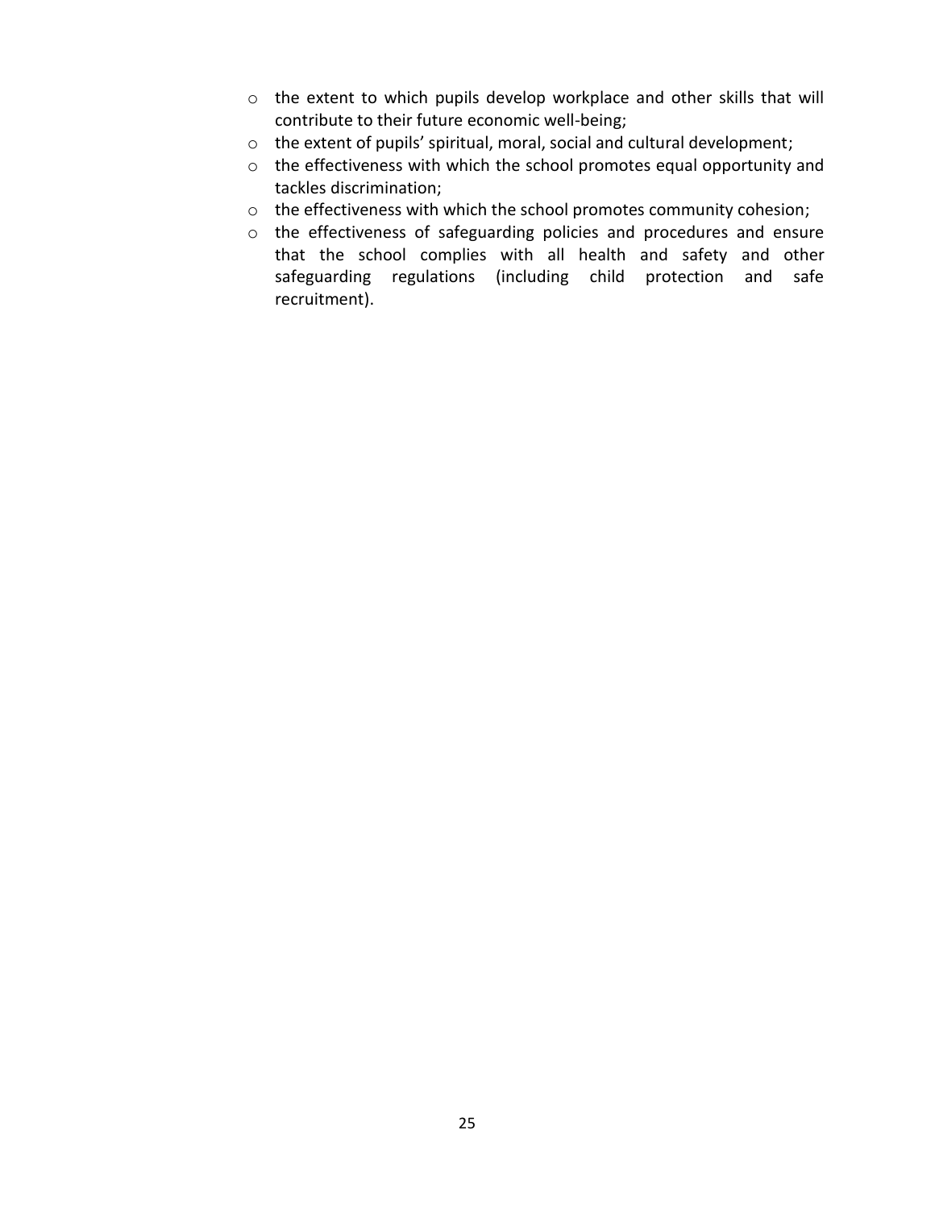- the extent to which pupils develop workplace and other skills that will contribute to their future economic well-being;
- the extent of pupils' spiritual, moral, social and cultural development;
- the effectiveness with which the school promotes equal opportunity and tackles discrimination;
- the effectiveness with which the school promotes community cohesion;
- the effectiveness of safeguarding policies and procedures and ensure that the school complies with all health and safety and other safeguarding regulations (including child protection and safe recruitment).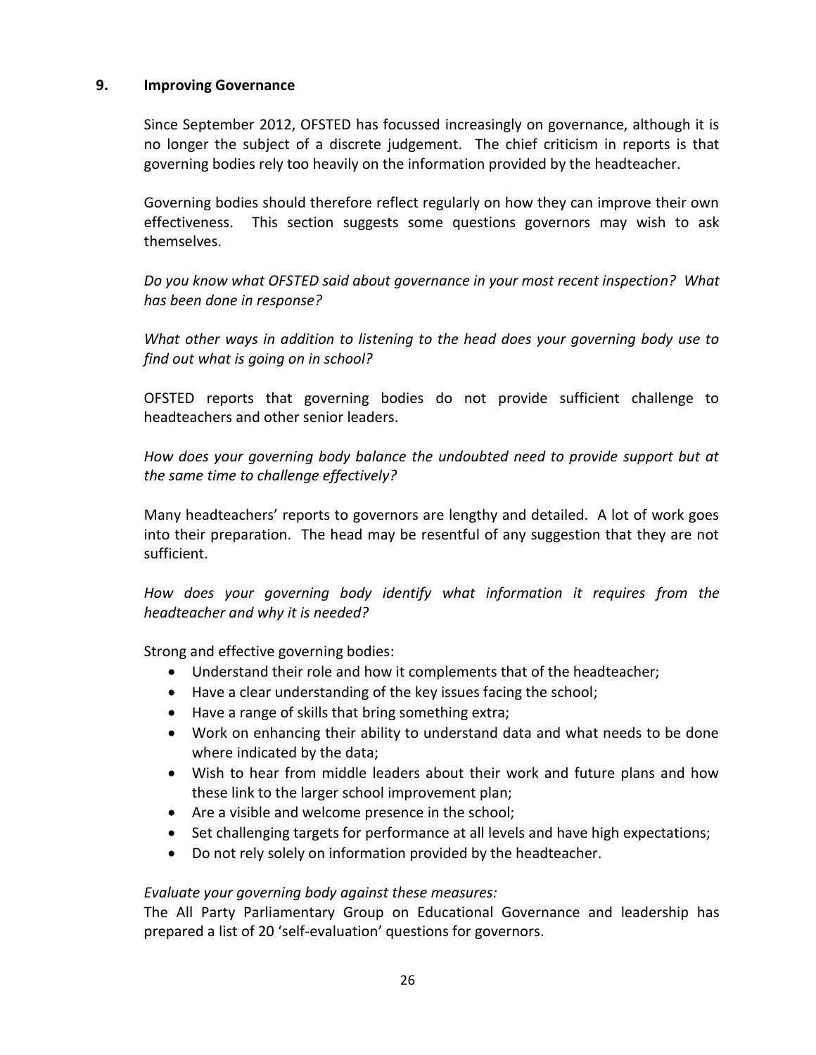## 9. Improving Governance

Since September 2012, OFSTED has focussed increasingly on governance, although it is no longer the subject of a discrete judgement. The chief criticism in reports is that governing bodies rely too heavily on the information provided by the headteacher.

Governing bodies should therefore reflect regularly on how they can improve their own effectiveness. This section suggests some questions governors may wish to ask themselves.

*Do you know what OFSTED said about governance in your most recent inspection? What has been done in response?*

*What other ways in addition to listening to the head does your governing body use to find out what is going on in school?*

OFSTED reports that governing bodies do not provide sufficient challenge to headteachers and other senior leaders.

*How does your governing body balance the undoubted need to provide support but at the same time to challenge effectively?*

Many headteachers' reports to governors are lengthy and detailed. A lot of work goes into their preparation. The head may be resentful of any suggestion that they are not sufficient.

*How does your governing body identify what information it requires from the headteacher and why it is needed?*

Strong and effective governing bodies:

- Understand their role and how it complements that of the headteacher;
- Have a clear understanding of the key issues facing the school;
- Have a range of skills that bring something extra;
- Work on enhancing their ability to understand data and what needs to be done where indicated by the data;
- Wish to hear from middle leaders about their work and future plans and how these link to the larger school improvement plan;
- Are a visible and welcome presence in the school;
- Set challenging targets for performance at all levels and have high expectations;
- Do not rely solely on information provided by the headteacher.

*Evaluate your governing body against these measures:*

The All Party Parliamentary Group on Educational Governance and leadership has prepared a list of 20 'self-evaluation' questions for governors.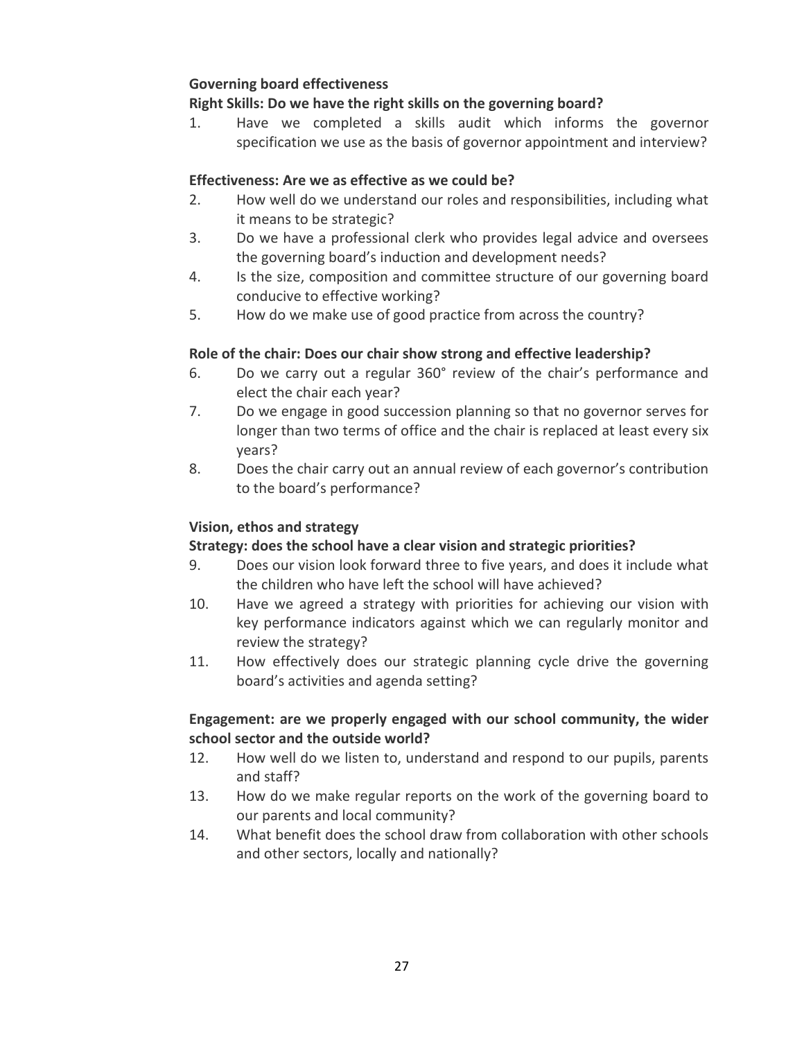**Governing board effectiveness**

**Right Skills: Do we have the right skills on the governing board?**

1. Have we completed a skills audit which informs the governor specification we use as the basis of governor appointment and interview?

**Effectiveness: Are we as effective as we could be?**

2. How well do we understand our roles and responsibilities, including what it means to be strategic?
3. Do we have a professional clerk who provides legal advice and oversees the governing board's induction and development needs?
4. Is the size, composition and committee structure of our governing board conducive to effective working?
5. How do we make use of good practice from across the country?

**Role of the chair: Does our chair show strong and effective leadership?**

6. Do we carry out a regular 360° review of the chair's performance and elect the chair each year?
7. Do we engage in good succession planning so that no governor serves for longer than two terms of office and the chair is replaced at least every six years?
8. Does the chair carry out an annual review of each governor's contribution to the board's performance?

**Vision, ethos and strategy**

**Strategy: does the school have a clear vision and strategic priorities?**

9. Does our vision look forward three to five years, and does it include what the children who have left the school will have achieved?
10. Have we agreed a strategy with priorities for achieving our vision with key performance indicators against which we can regularly monitor and review the strategy?
11. How effectively does our strategic planning cycle drive the governing board's activities and agenda setting?

**Engagement: are we properly engaged with our school community, the wider school sector and the outside world?**

12. How well do we listen to, understand and respond to our pupils, parents and staff?
13. How do we make regular reports on the work of the governing board to our parents and local community?
14. What benefit does the school draw from collaboration with other schools and other sectors, locally and nationally?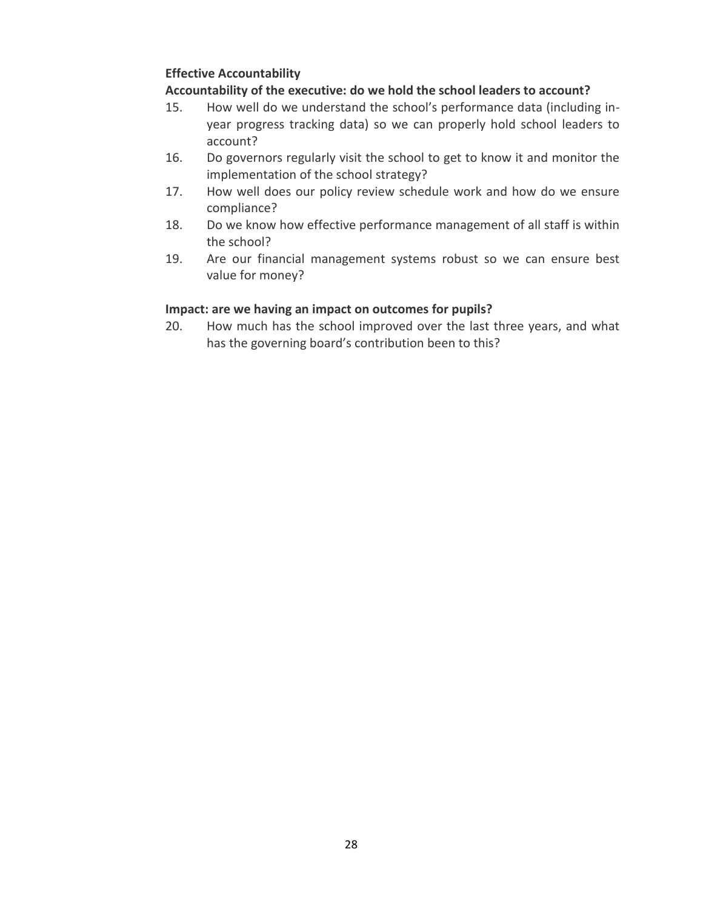**Effective Accountability**

**Accountability of the executive: do we hold the school leaders to account?**

15. How well do we understand the school's performance data (including in-year progress tracking data) so we can properly hold school leaders to account?
16. Do governors regularly visit the school to get to know it and monitor the implementation of the school strategy?
17. How well does our policy review schedule work and how do we ensure compliance?
18. Do we know how effective performance management of all staff is within the school?
19. Are our financial management systems robust so we can ensure best value for money?

**Impact: are we having an impact on outcomes for pupils?**

20. How much has the school improved over the last three years, and what has the governing board's contribution been to this?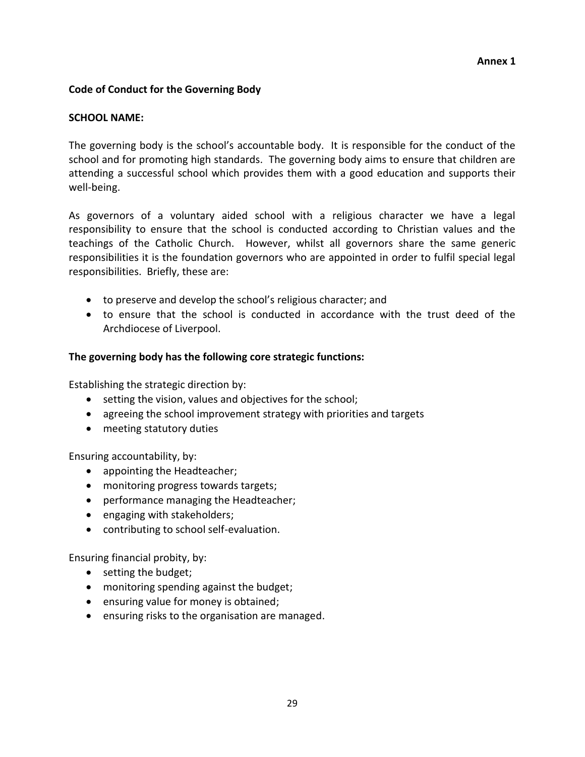**Annex 1**

**Code of Conduct for the Governing Body**

**SCHOOL NAME:**

The governing body is the school's accountable body. It is responsible for the conduct of the school and for promoting high standards. The governing body aims to ensure that children are attending a successful school which provides them with a good education and supports their well-being.

As governors of a voluntary aided school with a religious character we have a legal responsibility to ensure that the school is conducted according to Christian values and the teachings of the Catholic Church. However, whilst all governors share the same generic responsibilities it is the foundation governors who are appointed in order to fulfil special legal responsibilities. Briefly, these are:

- to preserve and develop the school's religious character; and
- to ensure that the school is conducted in accordance with the trust deed of the Archdiocese of Liverpool.

**The governing body has the following core strategic functions:**

Establishing the strategic direction by:

- setting the vision, values and objectives for the school;
- agreeing the school improvement strategy with priorities and targets
- meeting statutory duties

Ensuring accountability, by:

- appointing the Headteacher;
- monitoring progress towards targets;
- performance managing the Headteacher;
- engaging with stakeholders;
- contributing to school self-evaluation.

Ensuring financial probity, by:

- setting the budget;
- monitoring spending against the budget;
- ensuring value for money is obtained;
- ensuring risks to the organisation are managed.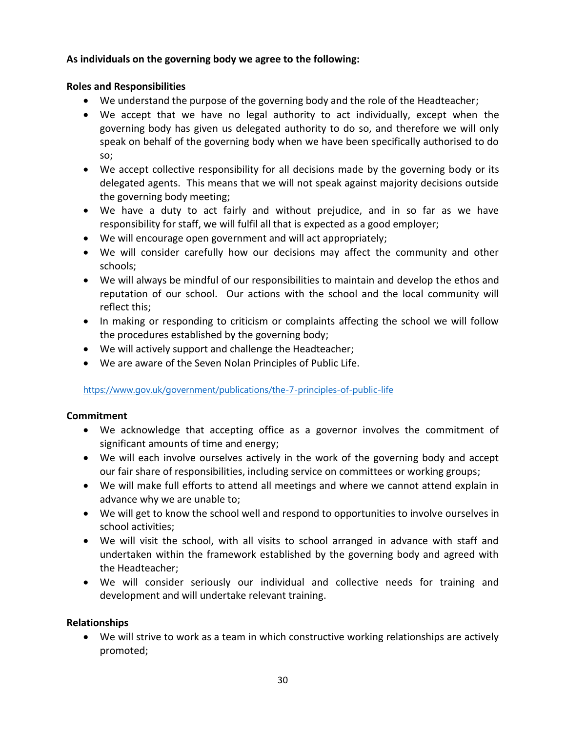**As individuals on the governing body we agree to the following:**

**Roles and Responsibilities**

- We understand the purpose of the governing body and the role of the Headteacher;
- We accept that we have no legal authority to act individually, except when the governing body has given us delegated authority to do so, and therefore we will only speak on behalf of the governing body when we have been specifically authorised to do so;
- We accept collective responsibility for all decisions made by the governing body or its delegated agents. This means that we will not speak against majority decisions outside the governing body meeting;
- We have a duty to act fairly and without prejudice, and in so far as we have responsibility for staff, we will fulfil all that is expected as a good employer;
- We will encourage open government and will act appropriately;
- We will consider carefully how our decisions may affect the community and other schools;
- We will always be mindful of our responsibilities to maintain and develop the ethos and reputation of our school. Our actions with the school and the local community will reflect this;
- In making or responding to criticism or complaints affecting the school we will follow the procedures established by the governing body;
- We will actively support and challenge the Headteacher;
- We are aware of the Seven Nolan Principles of Public Life.

https://www.gov.uk/government/publications/the-7-principles-of-public-life

**Commitment**

- We acknowledge that accepting office as a governor involves the commitment of significant amounts of time and energy;
- We will each involve ourselves actively in the work of the governing body and accept our fair share of responsibilities, including service on committees or working groups;
- We will make full efforts to attend all meetings and where we cannot attend explain in advance why we are unable to;
- We will get to know the school well and respond to opportunities to involve ourselves in school activities;
- We will visit the school, with all visits to school arranged in advance with staff and undertaken within the framework established by the governing body and agreed with the Headteacher;
- We will consider seriously our individual and collective needs for training and development and will undertake relevant training.

**Relationships**

- We will strive to work as a team in which constructive working relationships are actively promoted;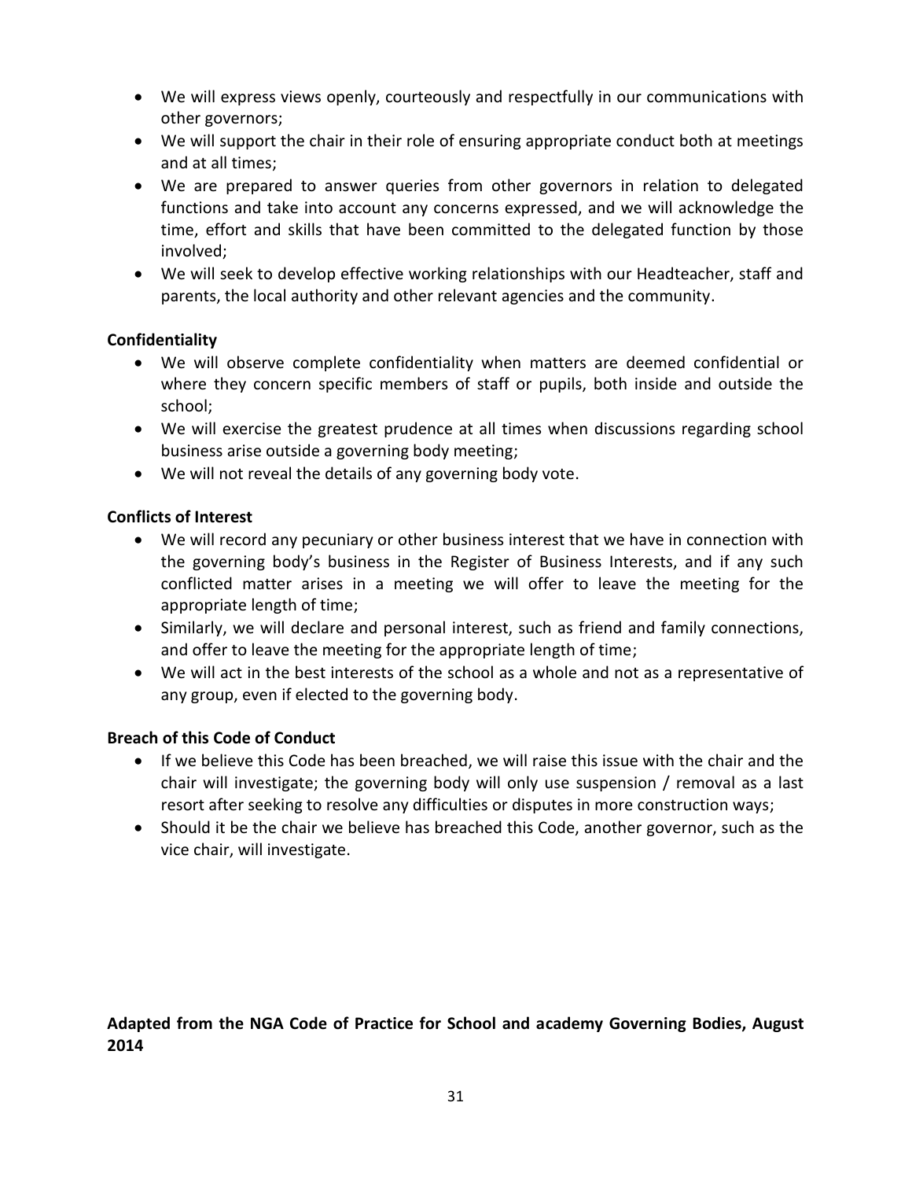- We will express views openly, courteously and respectfully in our communications with other governors;
- We will support the chair in their role of ensuring appropriate conduct both at meetings and at all times;
- We are prepared to answer queries from other governors in relation to delegated functions and take into account any concerns expressed, and we will acknowledge the time, effort and skills that have been committed to the delegated function by those involved;
- We will seek to develop effective working relationships with our Headteacher, staff and parents, the local authority and other relevant agencies and the community.

**Confidentiality**

- We will observe complete confidentiality when matters are deemed confidential or where they concern specific members of staff or pupils, both inside and outside the school;
- We will exercise the greatest prudence at all times when discussions regarding school business arise outside a governing body meeting;
- We will not reveal the details of any governing body vote.

**Conflicts of Interest**

- We will record any pecuniary or other business interest that we have in connection with the governing body's business in the Register of Business Interests, and if any such conflicted matter arises in a meeting we will offer to leave the meeting for the appropriate length of time;
- Similarly, we will declare and personal interest, such as friend and family connections, and offer to leave the meeting for the appropriate length of time;
- We will act in the best interests of the school as a whole and not as a representative of any group, even if elected to the governing body.

**Breach of this Code of Conduct**

- If we believe this Code has been breached, we will raise this issue with the chair and the chair will investigate; the governing body will only use suspension / removal as a last resort after seeking to resolve any difficulties or disputes in more construction ways;
- Should it be the chair we believe has breached this Code, another governor, such as the vice chair, will investigate.

**Adapted from the NGA Code of Practice for School and academy Governing Bodies, August 2014**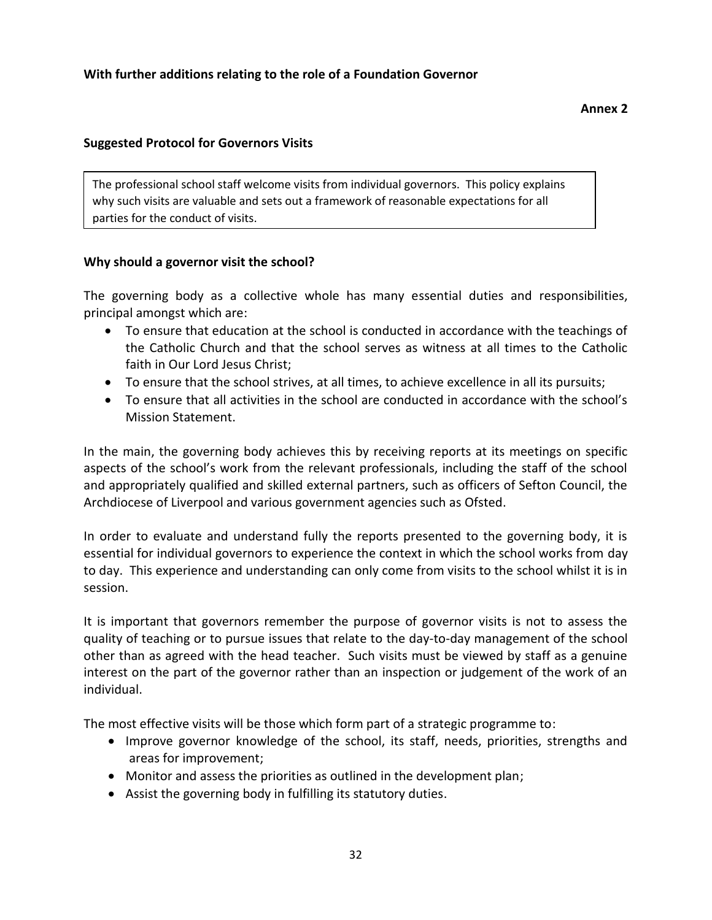**With further additions relating to the role of a Foundation Governor**

**Annex 2**

**Suggested Protocol for Governors Visits**

The professional school staff welcome visits from individual governors. This policy explains why such visits are valuable and sets out a framework of reasonable expectations for all parties for the conduct of visits.

**Why should a governor visit the school?**

The governing body as a collective whole has many essential duties and responsibilities, principal amongst which are:

- To ensure that education at the school is conducted in accordance with the teachings of the Catholic Church and that the school serves as witness at all times to the Catholic faith in Our Lord Jesus Christ;
- To ensure that the school strives, at all times, to achieve excellence in all its pursuits;
- To ensure that all activities in the school are conducted in accordance with the school's Mission Statement.

In the main, the governing body achieves this by receiving reports at its meetings on specific aspects of the school's work from the relevant professionals, including the staff of the school and appropriately qualified and skilled external partners, such as officers of Sefton Council, the Archdiocese of Liverpool and various government agencies such as Ofsted.

In order to evaluate and understand fully the reports presented to the governing body, it is essential for individual governors to experience the context in which the school works from day to day. This experience and understanding can only come from visits to the school whilst it is in session.

It is important that governors remember the purpose of governor visits is not to assess the quality of teaching or to pursue issues that relate to the day-to-day management of the school other than as agreed with the head teacher. Such visits must be viewed by staff as a genuine interest on the part of the governor rather than an inspection or judgement of the work of an individual.

The most effective visits will be those which form part of a strategic programme to:

- Improve governor knowledge of the school, its staff, needs, priorities, strengths and areas for improvement;
- Monitor and assess the priorities as outlined in the development plan;
- Assist the governing body in fulfilling its statutory duties.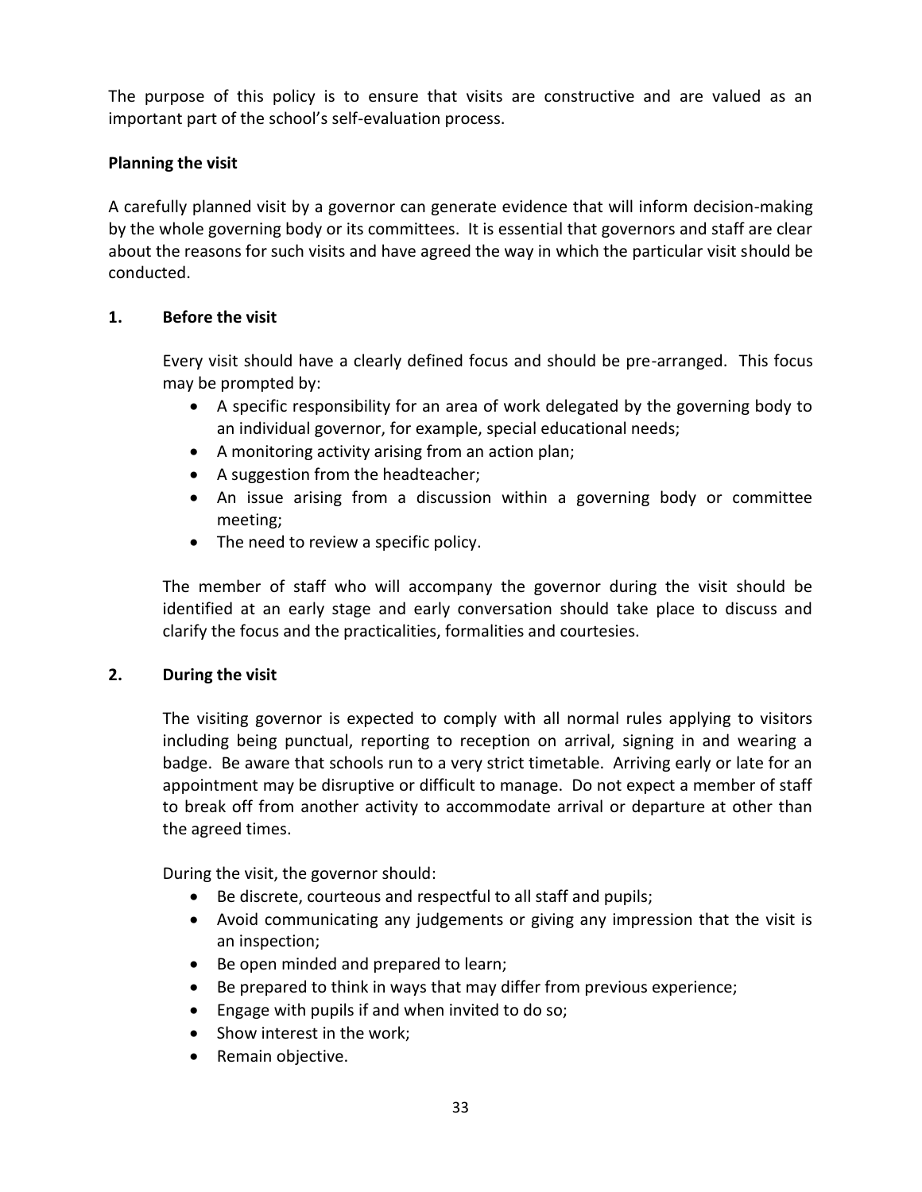The purpose of this policy is to ensure that visits are constructive and are valued as an important part of the school's self-evaluation process.

**Planning the visit**

A carefully planned visit by a governor can generate evidence that will inform decision-making by the whole governing body or its committees. It is essential that governors and staff are clear about the reasons for such visits and have agreed the way in which the particular visit should be conducted.

**1. Before the visit**

Every visit should have a clearly defined focus and should be pre-arranged. This focus may be prompted by:

- A specific responsibility for an area of work delegated by the governing body to an individual governor, for example, special educational needs;
- A monitoring activity arising from an action plan;
- A suggestion from the headteacher;
- An issue arising from a discussion within a governing body or committee meeting;
- The need to review a specific policy.

The member of staff who will accompany the governor during the visit should be identified at an early stage and early conversation should take place to discuss and clarify the focus and the practicalities, formalities and courtesies.

**2. During the visit**

The visiting governor is expected to comply with all normal rules applying to visitors including being punctual, reporting to reception on arrival, signing in and wearing a badge. Be aware that schools run to a very strict timetable. Arriving early or late for an appointment may be disruptive or difficult to manage. Do not expect a member of staff to break off from another activity to accommodate arrival or departure at other than the agreed times.

During the visit, the governor should:

- Be discrete, courteous and respectful to all staff and pupils;
- Avoid communicating any judgements or giving any impression that the visit is an inspection;
- Be open minded and prepared to learn;
- Be prepared to think in ways that may differ from previous experience;
- Engage with pupils if and when invited to do so;
- Show interest in the work;
- Remain objective.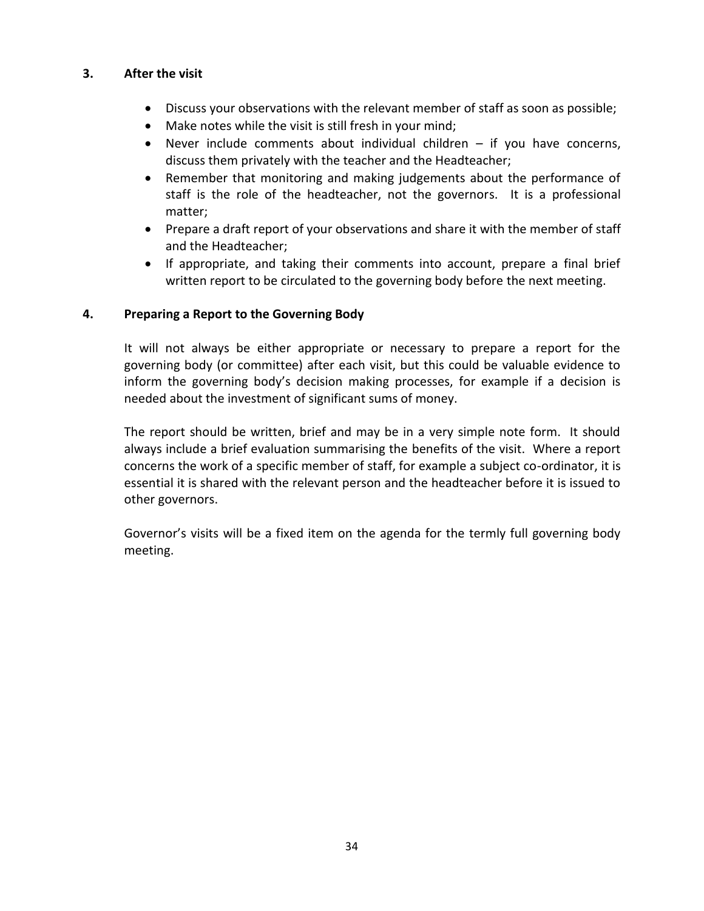## 3. After the visit

- Discuss your observations with the relevant member of staff as soon as possible;
- Make notes while the visit is still fresh in your mind;
- Never include comments about individual children – if you have concerns, discuss them privately with the teacher and the Headteacher;
- Remember that monitoring and making judgements about the performance of staff is the role of the headteacher, not the governors. It is a professional matter;
- Prepare a draft report of your observations and share it with the member of staff and the Headteacher;
- If appropriate, and taking their comments into account, prepare a final brief written report to be circulated to the governing body before the next meeting.

## 4. Preparing a Report to the Governing Body

It will not always be either appropriate or necessary to prepare a report for the governing body (or committee) after each visit, but this could be valuable evidence to inform the governing body's decision making processes, for example if a decision is needed about the investment of significant sums of money.

The report should be written, brief and may be in a very simple note form. It should always include a brief evaluation summarising the benefits of the visit. Where a report concerns the work of a specific member of staff, for example a subject co-ordinator, it is essential it is shared with the relevant person and the headteacher before it is issued to other governors.

Governor's visits will be a fixed item on the agenda for the termly full governing body meeting.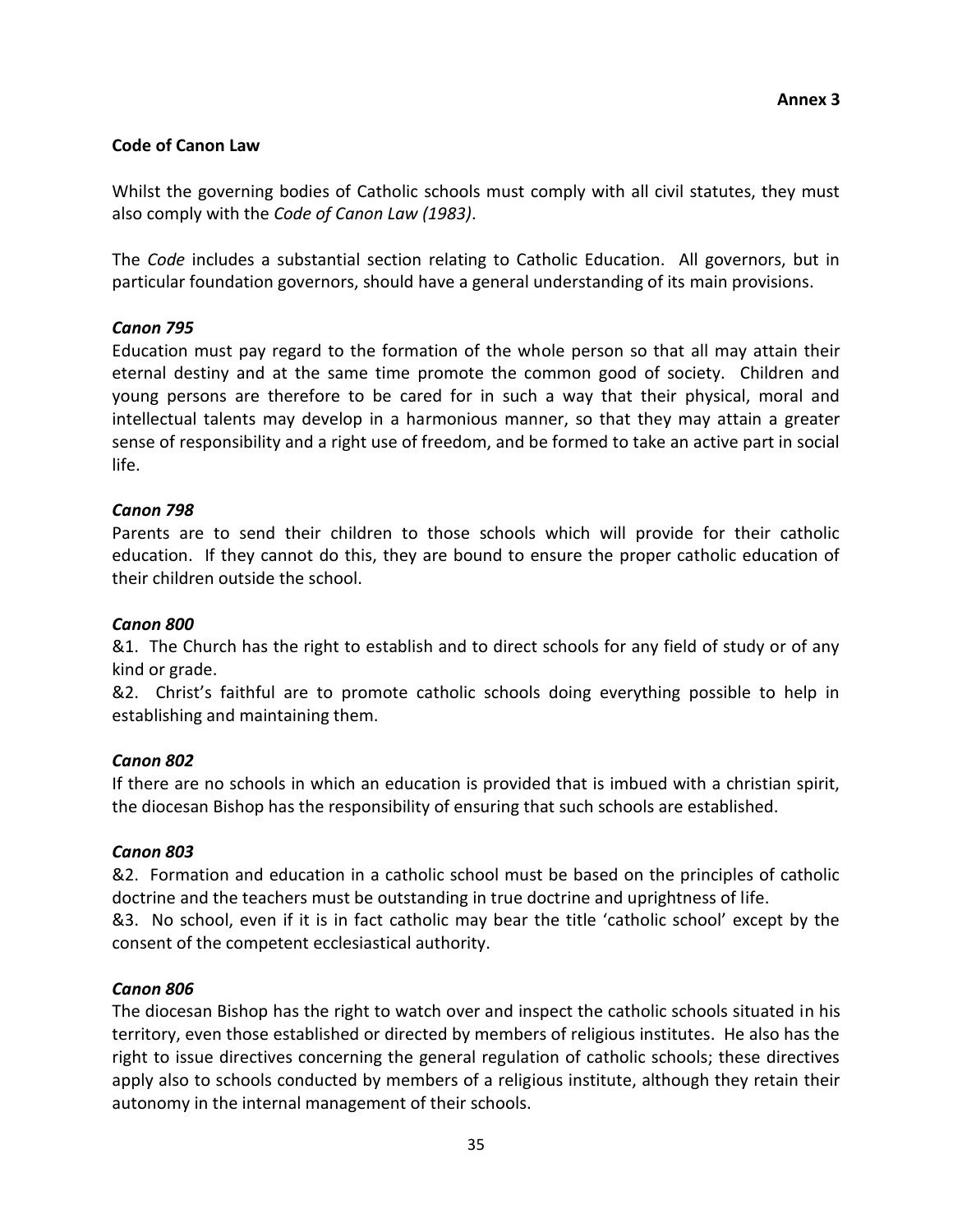**Annex 3**

**Code of Canon Law**

Whilst the governing bodies of Catholic schools must comply with all civil statutes, they must also comply with the *Code of Canon Law (1983)*.

The *Code* includes a substantial section relating to Catholic Education. All governors, but in particular foundation governors, should have a general understanding of its main provisions.

***Canon 795***

Education must pay regard to the formation of the whole person so that all may attain their eternal destiny and at the same time promote the common good of society. Children and young persons are therefore to be cared for in such a way that their physical, moral and intellectual talents may develop in a harmonious manner, so that they may attain a greater sense of responsibility and a right use of freedom, and be formed to take an active part in social life.

***Canon 798***

Parents are to send their children to those schools which will provide for their catholic education. If they cannot do this, they are bound to ensure the proper catholic education of their children outside the school.

***Canon 800***

&1. The Church has the right to establish and to direct schools for any field of study or of any kind or grade.

&2. Christ's faithful are to promote catholic schools doing everything possible to help in establishing and maintaining them.

***Canon 802***

If there are no schools in which an education is provided that is imbued with a christian spirit, the diocesan Bishop has the responsibility of ensuring that such schools are established.

***Canon 803***

&2. Formation and education in a catholic school must be based on the principles of catholic doctrine and the teachers must be outstanding in true doctrine and uprightness of life.

&3. No school, even if it is in fact catholic may bear the title 'catholic school' except by the consent of the competent ecclesiastical authority.

***Canon 806***

The diocesan Bishop has the right to watch over and inspect the catholic schools situated in his territory, even those established or directed by members of religious institutes. He also has the right to issue directives concerning the general regulation of catholic schools; these directives apply also to schools conducted by members of a religious institute, although they retain their autonomy in the internal management of their schools.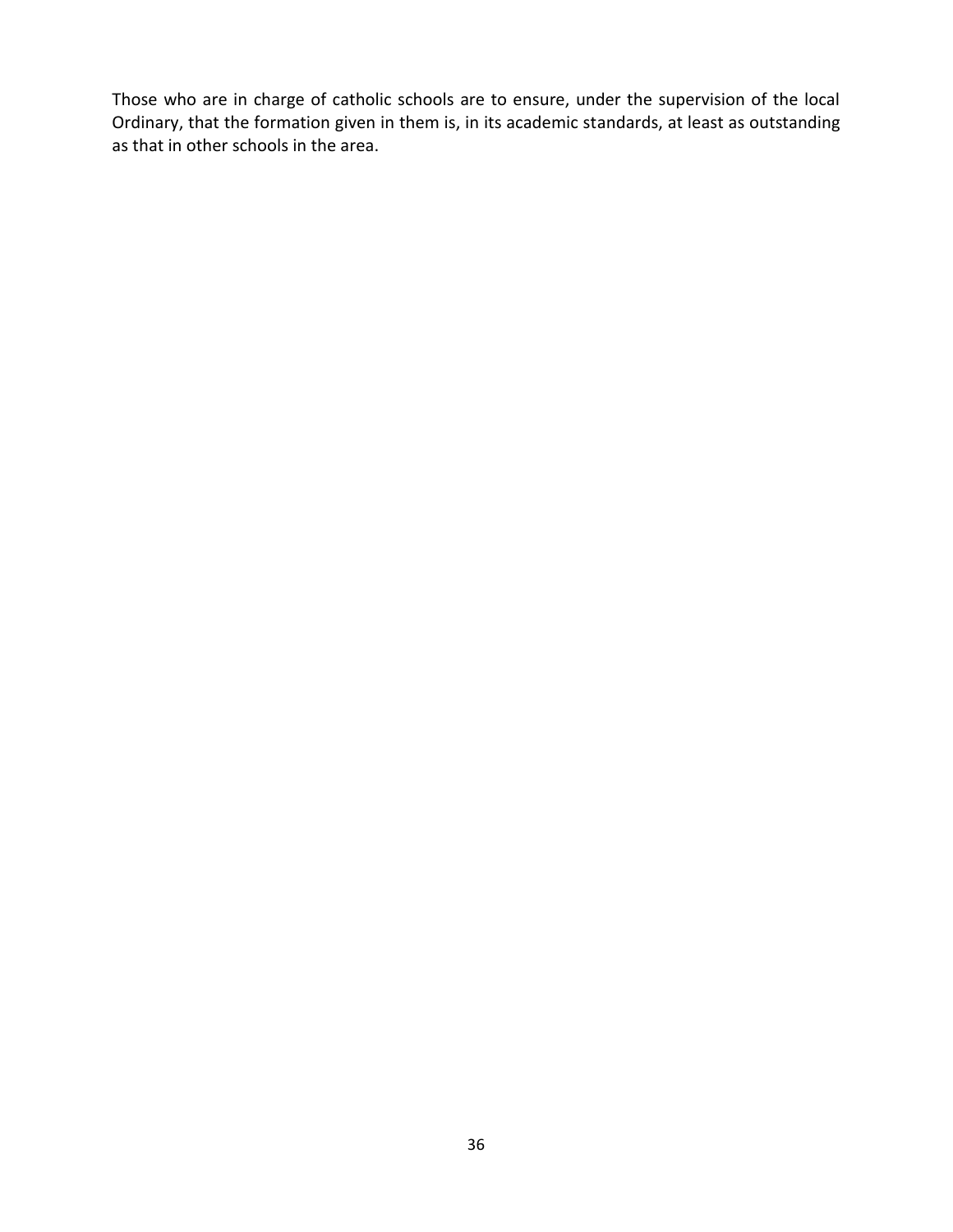Those who are in charge of catholic schools are to ensure, under the supervision of the local Ordinary, that the formation given in them is, in its academic standards, at least as outstanding as that in other schools in the area.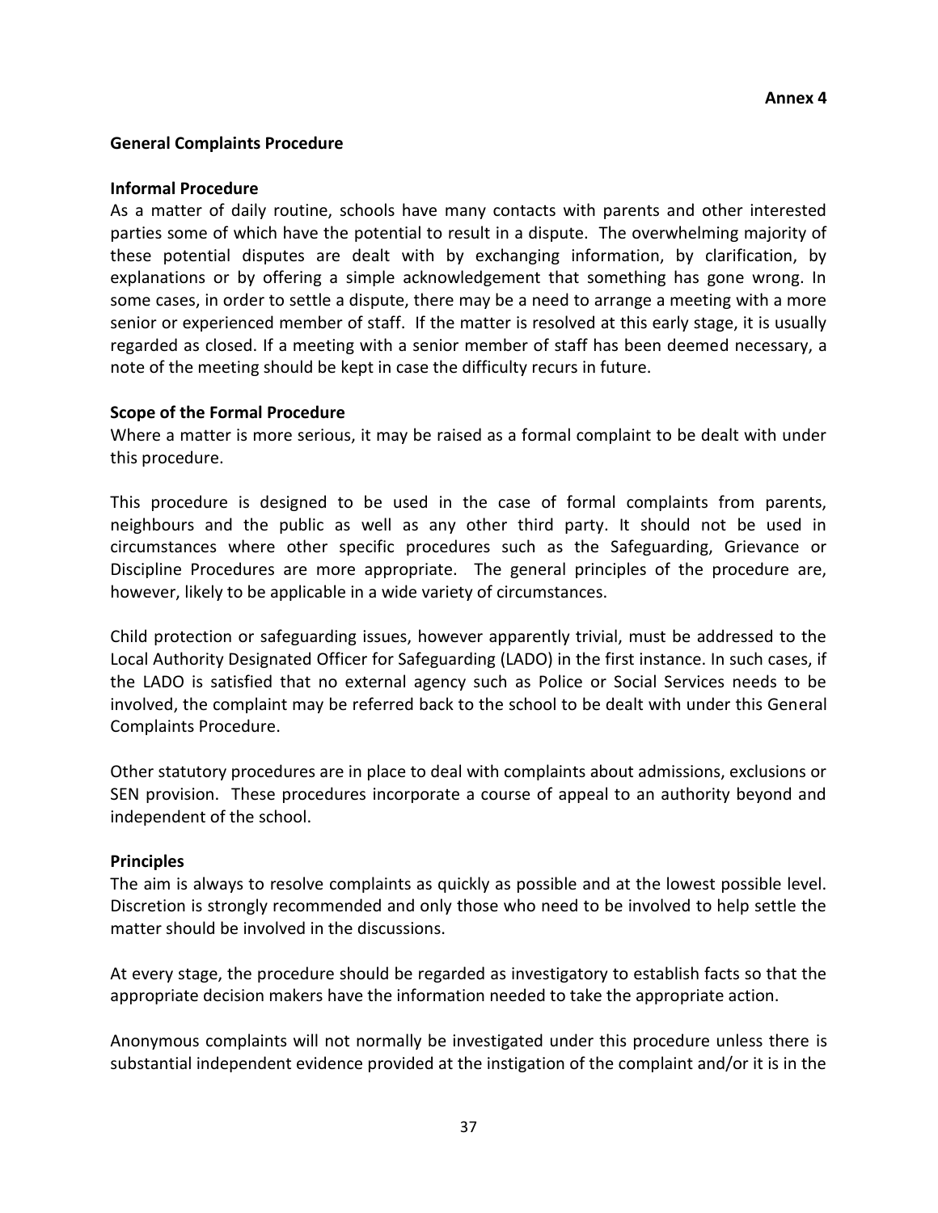**Annex 4**

## General Complaints Procedure

### Informal Procedure

As a matter of daily routine, schools have many contacts with parents and other interested parties some of which have the potential to result in a dispute. The overwhelming majority of these potential disputes are dealt with by exchanging information, by clarification, by explanations or by offering a simple acknowledgement that something has gone wrong. In some cases, in order to settle a dispute, there may be a need to arrange a meeting with a more senior or experienced member of staff. If the matter is resolved at this early stage, it is usually regarded as closed. If a meeting with a senior member of staff has been deemed necessary, a note of the meeting should be kept in case the difficulty recurs in future.

### Scope of the Formal Procedure

Where a matter is more serious, it may be raised as a formal complaint to be dealt with under this procedure.

This procedure is designed to be used in the case of formal complaints from parents, neighbours and the public as well as any other third party. It should not be used in circumstances where other specific procedures such as the Safeguarding, Grievance or Discipline Procedures are more appropriate. The general principles of the procedure are, however, likely to be applicable in a wide variety of circumstances.

Child protection or safeguarding issues, however apparently trivial, must be addressed to the Local Authority Designated Officer for Safeguarding (LADO) in the first instance. In such cases, if the LADO is satisfied that no external agency such as Police or Social Services needs to be involved, the complaint may be referred back to the school to be dealt with under this General Complaints Procedure.

Other statutory procedures are in place to deal with complaints about admissions, exclusions or SEN provision. These procedures incorporate a course of appeal to an authority beyond and independent of the school.

### Principles

The aim is always to resolve complaints as quickly as possible and at the lowest possible level. Discretion is strongly recommended and only those who need to be involved to help settle the matter should be involved in the discussions.

At every stage, the procedure should be regarded as investigatory to establish facts so that the appropriate decision makers have the information needed to take the appropriate action.

Anonymous complaints will not normally be investigated under this procedure unless there is substantial independent evidence provided at the instigation of the complaint and/or it is in the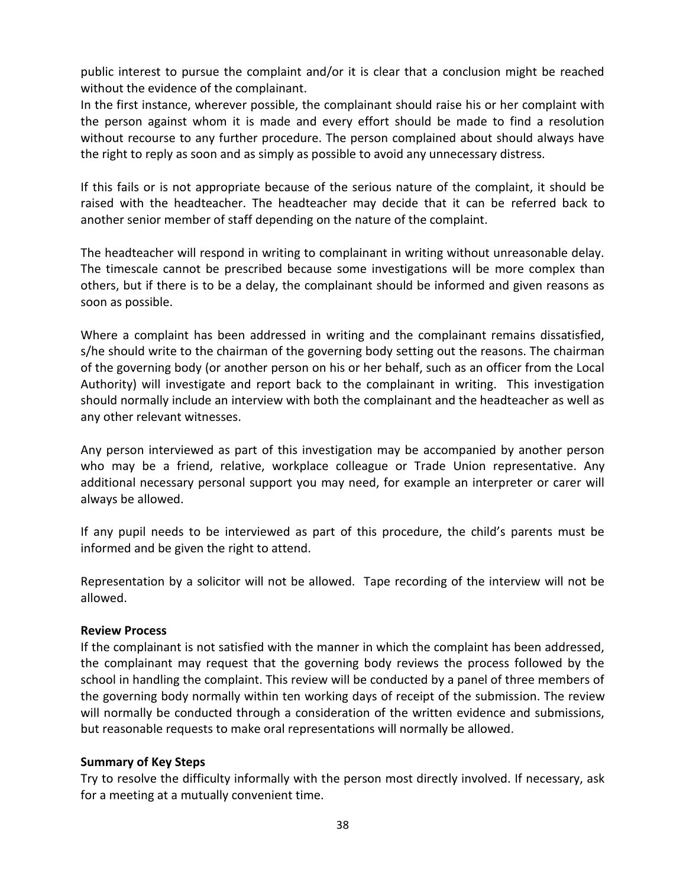public interest to pursue the complaint and/or it is clear that a conclusion might be reached without the evidence of the complainant.

In the first instance, wherever possible, the complainant should raise his or her complaint with the person against whom it is made and every effort should be made to find a resolution without recourse to any further procedure. The person complained about should always have the right to reply as soon and as simply as possible to avoid any unnecessary distress.

If this fails or is not appropriate because of the serious nature of the complaint, it should be raised with the headteacher. The headteacher may decide that it can be referred back to another senior member of staff depending on the nature of the complaint.

The headteacher will respond in writing to complainant in writing without unreasonable delay. The timescale cannot be prescribed because some investigations will be more complex than others, but if there is to be a delay, the complainant should be informed and given reasons as soon as possible.

Where a complaint has been addressed in writing and the complainant remains dissatisfied, s/he should write to the chairman of the governing body setting out the reasons. The chairman of the governing body (or another person on his or her behalf, such as an officer from the Local Authority) will investigate and report back to the complainant in writing. This investigation should normally include an interview with both the complainant and the headteacher as well as any other relevant witnesses.

Any person interviewed as part of this investigation may be accompanied by another person who may be a friend, relative, workplace colleague or Trade Union representative. Any additional necessary personal support you may need, for example an interpreter or carer will always be allowed.

If any pupil needs to be interviewed as part of this procedure, the child's parents must be informed and be given the right to attend.

Representation by a solicitor will not be allowed. Tape recording of the interview will not be allowed.

**Review Process**

If the complainant is not satisfied with the manner in which the complaint has been addressed, the complainant may request that the governing body reviews the process followed by the school in handling the complaint. This review will be conducted by a panel of three members of the governing body normally within ten working days of receipt of the submission. The review will normally be conducted through a consideration of the written evidence and submissions, but reasonable requests to make oral representations will normally be allowed.

**Summary of Key Steps**

Try to resolve the difficulty informally with the person most directly involved. If necessary, ask for a meeting at a mutually convenient time.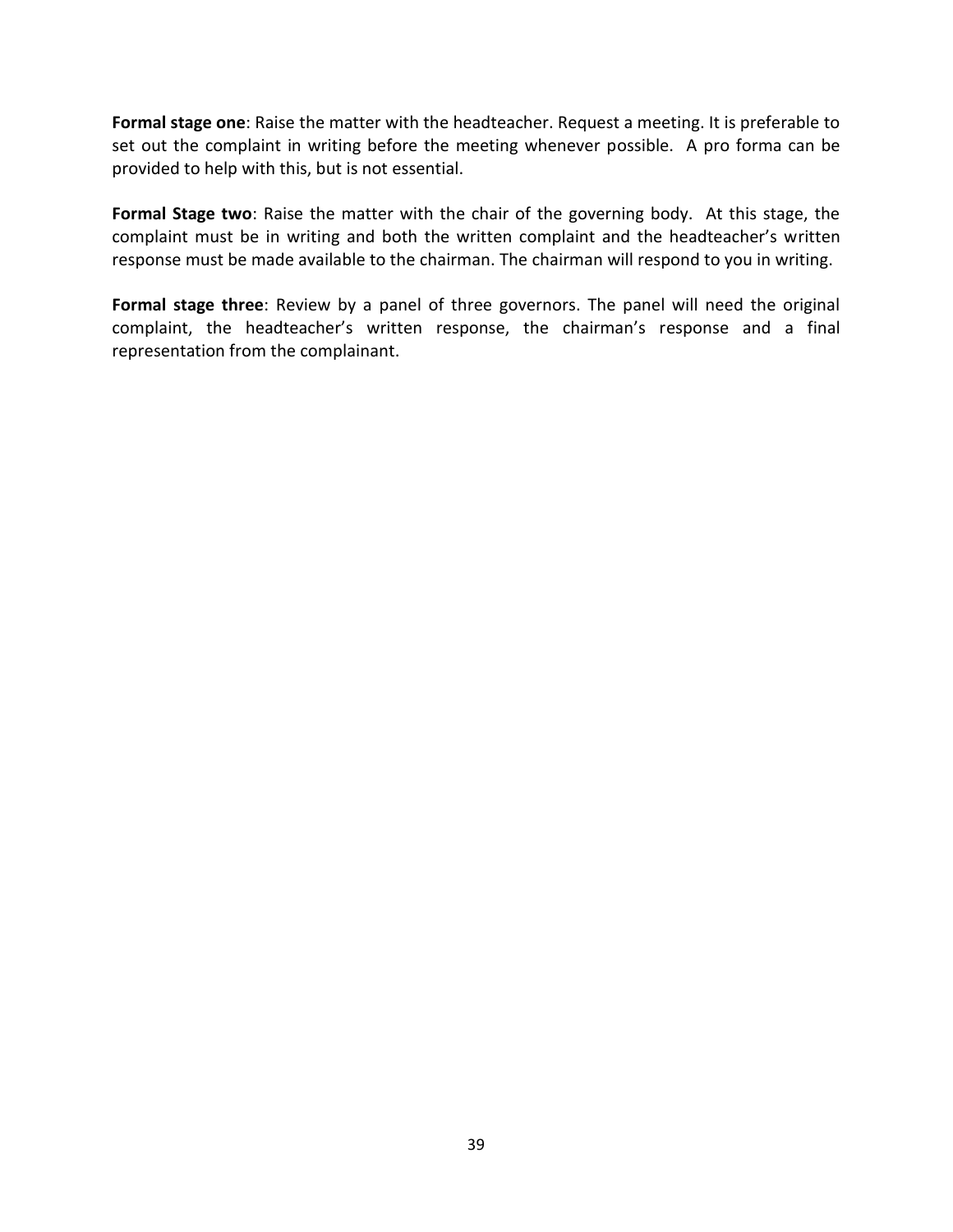**Formal stage one**: Raise the matter with the headteacher. Request a meeting. It is preferable to set out the complaint in writing before the meeting whenever possible. A pro forma can be provided to help with this, but is not essential.

**Formal Stage two**: Raise the matter with the chair of the governing body. At this stage, the complaint must be in writing and both the written complaint and the headteacher's written response must be made available to the chairman. The chairman will respond to you in writing.

**Formal stage three**: Review by a panel of three governors. The panel will need the original complaint, the headteacher's written response, the chairman's response and a final representation from the complainant.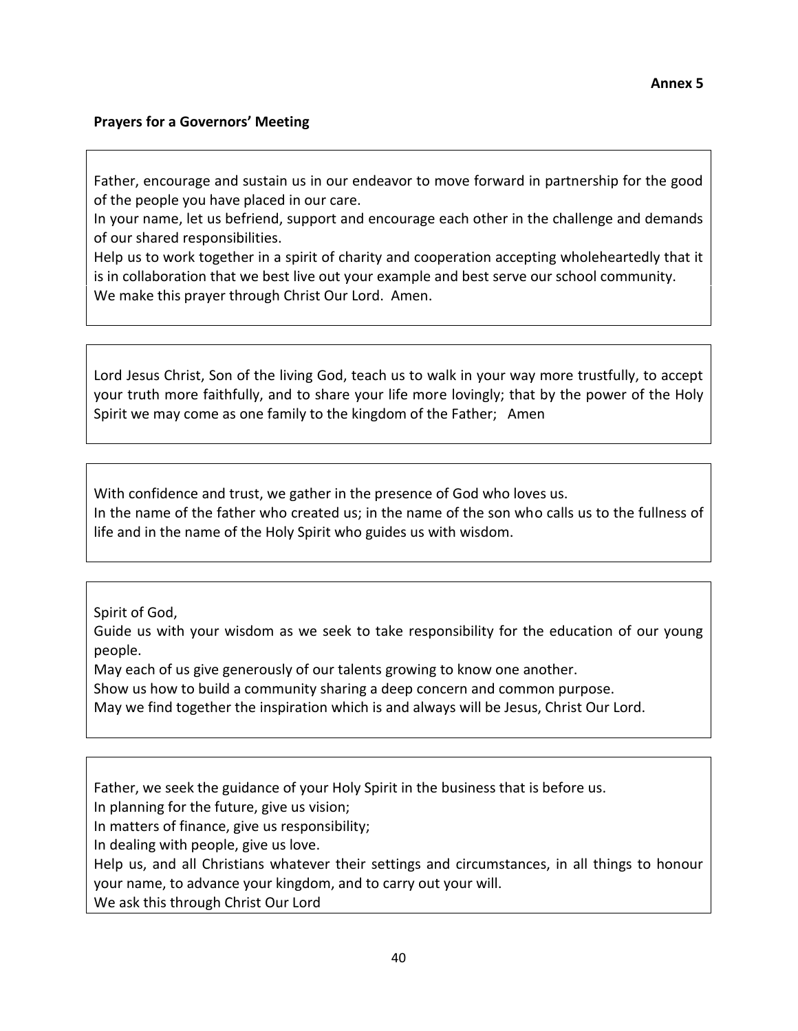**Annex 5**

**Prayers for a Governors' Meeting**

Father, encourage and sustain us in our endeavor to move forward in partnership for the good of the people you have placed in our care.
In your name, let us befriend, support and encourage each other in the challenge and demands of our shared responsibilities.
Help us to work together in a spirit of charity and cooperation accepting wholeheartedly that it is in collaboration that we best live out your example and best serve our school community.
We make this prayer through Christ Our Lord. Amen.

---

Lord Jesus Christ, Son of the living God, teach us to walk in your way more trustfully, to accept your truth more faithfully, and to share your life more lovingly; that by the power of the Holy Spirit we may come as one family to the kingdom of the Father; Amen

---

With confidence and trust, we gather in the presence of God who loves us.
In the name of the father who created us; in the name of the son who calls us to the fullness of life and in the name of the Holy Spirit who guides us with wisdom.

---

Spirit of God,
Guide us with your wisdom as we seek to take responsibility for the education of our young people.
May each of us give generously of our talents growing to know one another.
Show us how to build a community sharing a deep concern and common purpose.
May we find together the inspiration which is and always will be Jesus, Christ Our Lord.

---

Father, we seek the guidance of your Holy Spirit in the business that is before us.
In planning for the future, give us vision;
In matters of finance, give us responsibility;
In dealing with people, give us love.
Help us, and all Christians whatever their settings and circumstances, in all things to honour your name, to advance your kingdom, and to carry out your will.
We ask this through Christ Our Lord